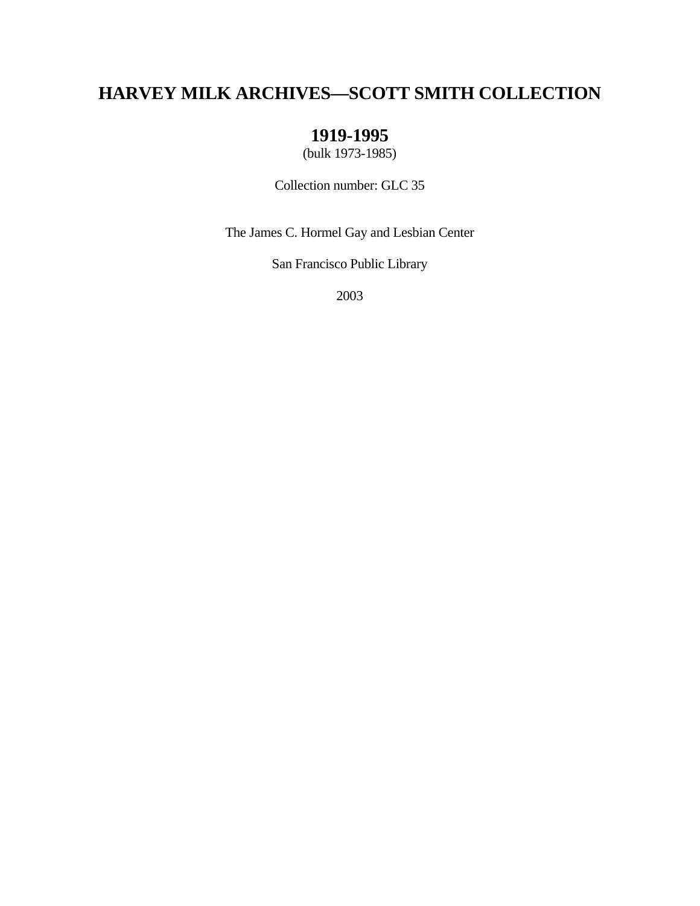# HARVEY MILK ARCHIVES—SCOTT SMITH COLLECTION

## 1919-1995

(bulk 1973-1985)

Collection number: GLC 35

The James C. Hormel Gay and Lesbian Center

San Francisco Public Library

2003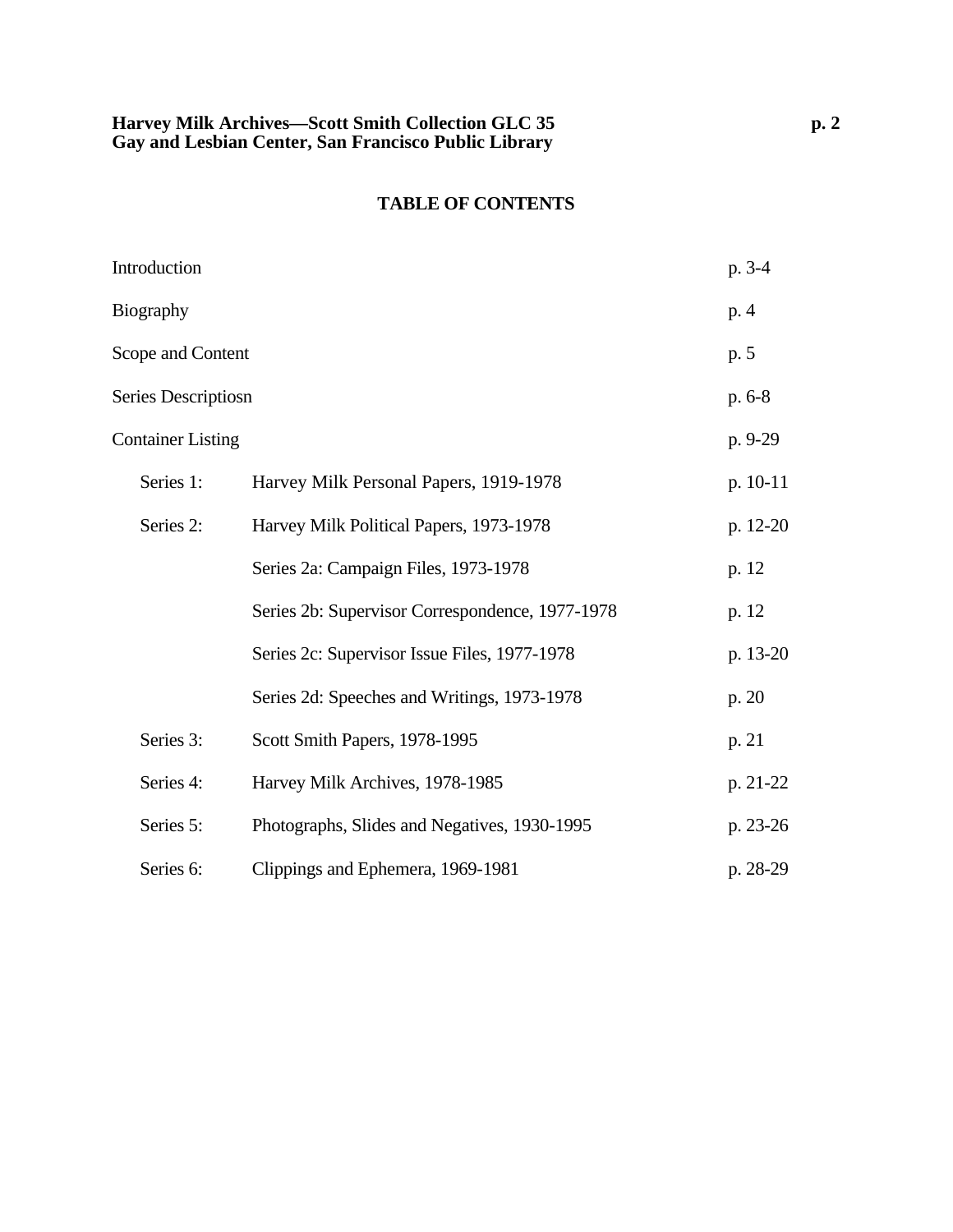# TABLE OF CONTENTS

| | | |
|---|---|---|
| Introduction | | p. 3-4 |
| Biography | | p. 4 |
| Scope and Content | | p. 5 |
| Series Descriptiosn | | p. 6-8 |
| Container Listing | | p. 9-29 |
| Series 1: | Harvey Milk Personal Papers, 1919-1978 | p. 10-11 |
| Series 2: | Harvey Milk Political Papers, 1973-1978 | p. 12-20 |
| | Series 2a: Campaign Files, 1973-1978 | p. 12 |
| | Series 2b: Supervisor Correspondence, 1977-1978 | p. 12 |
| | Series 2c: Supervisor Issue Files, 1977-1978 | p. 13-20 |
| | Series 2d: Speeches and Writings, 1973-1978 | p. 20 |
| Series 3: | Scott Smith Papers, 1978-1995 | p. 21 |
| Series 4: | Harvey Milk Archives, 1978-1985 | p. 21-22 |
| Series 5: | Photographs, Slides and Negatives, 1930-1995 | p. 23-26 |
| Series 6: | Clippings and Ephemera, 1969-1981 | p. 28-29 |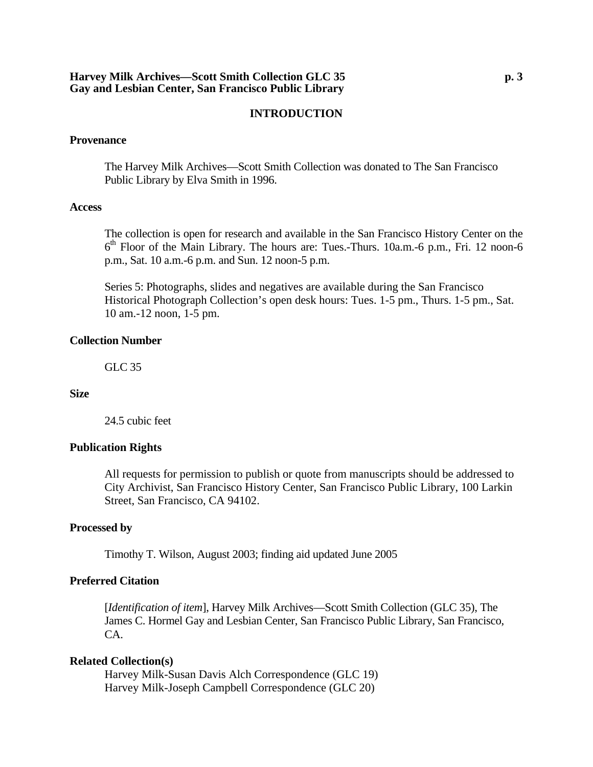# INTRODUCTION

## Provenance

The Harvey Milk Archives—Scott Smith Collection was donated to The San Francisco Public Library by Elva Smith in 1996.

## Access

The collection is open for research and available in the San Francisco History Center on the 6th Floor of the Main Library. The hours are: Tues.-Thurs. 10a.m.-6 p.m., Fri. 12 noon-6 p.m., Sat. 10 a.m.-6 p.m. and Sun. 12 noon-5 p.m.

Series 5: Photographs, slides and negatives are available during the San Francisco Historical Photograph Collection's open desk hours: Tues. 1-5 pm., Thurs. 1-5 pm., Sat. 10 am.-12 noon, 1-5 pm.

## Collection Number

GLC 35

## Size

24.5 cubic feet

## Publication Rights

All requests for permission to publish or quote from manuscripts should be addressed to City Archivist, San Francisco History Center, San Francisco Public Library, 100 Larkin Street, San Francisco, CA 94102.

## Processed by

Timothy T. Wilson, August 2003; finding aid updated June 2005

## Preferred Citation

[*Identification of item*], Harvey Milk Archives—Scott Smith Collection (GLC 35), The James C. Hormel Gay and Lesbian Center, San Francisco Public Library, San Francisco, CA.

## Related Collection(s)

Harvey Milk-Susan Davis Alch Correspondence (GLC 19)
Harvey Milk-Joseph Campbell Correspondence (GLC 20)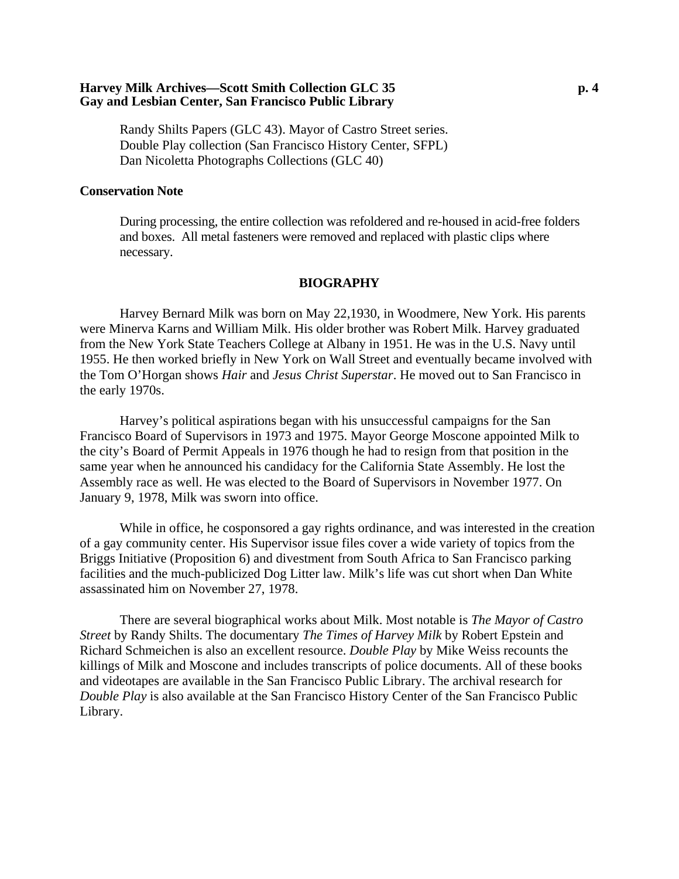Randy Shilts Papers (GLC 43). Mayor of Castro Street series.
Double Play collection (San Francisco History Center, SFPL)
Dan Nicoletta Photographs Collections (GLC 40)

**Conservation Note**

During processing, the entire collection was refoldered and re-housed in acid-free folders and boxes. All metal fasteners were removed and replaced with plastic clips where necessary.

## BIOGRAPHY

Harvey Bernard Milk was born on May 22,1930, in Woodmere, New York. His parents were Minerva Karns and William Milk. His older brother was Robert Milk. Harvey graduated from the New York State Teachers College at Albany in 1951. He was in the U.S. Navy until 1955. He then worked briefly in New York on Wall Street and eventually became involved with the Tom O'Horgan shows *Hair* and *Jesus Christ Superstar*. He moved out to San Francisco in the early 1970s.

Harvey's political aspirations began with his unsuccessful campaigns for the San Francisco Board of Supervisors in 1973 and 1975. Mayor George Moscone appointed Milk to the city's Board of Permit Appeals in 1976 though he had to resign from that position in the same year when he announced his candidacy for the California State Assembly. He lost the Assembly race as well. He was elected to the Board of Supervisors in November 1977. On January 9, 1978, Milk was sworn into office.

While in office, he cosponsored a gay rights ordinance, and was interested in the creation of a gay community center. His Supervisor issue files cover a wide variety of topics from the Briggs Initiative (Proposition 6) and divestment from South Africa to San Francisco parking facilities and the much-publicized Dog Litter law. Milk's life was cut short when Dan White assassinated him on November 27, 1978.

There are several biographical works about Milk. Most notable is *The Mayor of Castro Street* by Randy Shilts. The documentary *The Times of Harvey Milk* by Robert Epstein and Richard Schmeichen is also an excellent resource. *Double Play* by Mike Weiss recounts the killings of Milk and Moscone and includes transcripts of police documents. All of these books and videotapes are available in the San Francisco Public Library. The archival research for *Double Play* is also available at the San Francisco History Center of the San Francisco Public Library.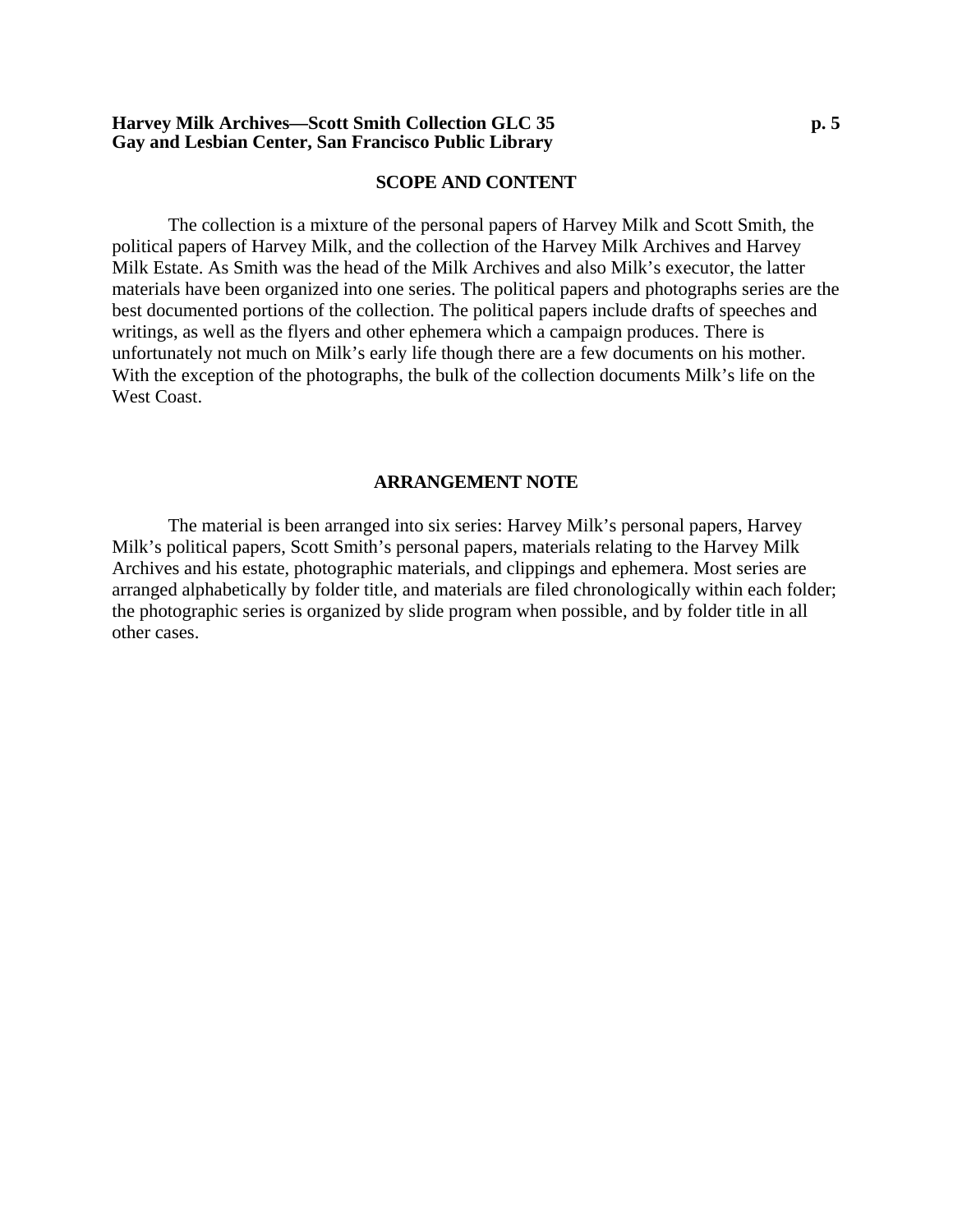## SCOPE AND CONTENT

The collection is a mixture of the personal papers of Harvey Milk and Scott Smith, the political papers of Harvey Milk, and the collection of the Harvey Milk Archives and Harvey Milk Estate. As Smith was the head of the Milk Archives and also Milk's executor, the latter materials have been organized into one series. The political papers and photographs series are the best documented portions of the collection. The political papers include drafts of speeches and writings, as well as the flyers and other ephemera which a campaign produces. There is unfortunately not much on Milk's early life though there are a few documents on his mother. With the exception of the photographs, the bulk of the collection documents Milk's life on the West Coast.

## ARRANGEMENT NOTE

The material is been arranged into six series: Harvey Milk's personal papers, Harvey Milk's political papers, Scott Smith's personal papers, materials relating to the Harvey Milk Archives and his estate, photographic materials, and clippings and ephemera. Most series are arranged alphabetically by folder title, and materials are filed chronologically within each folder; the photographic series is organized by slide program when possible, and by folder title in all other cases.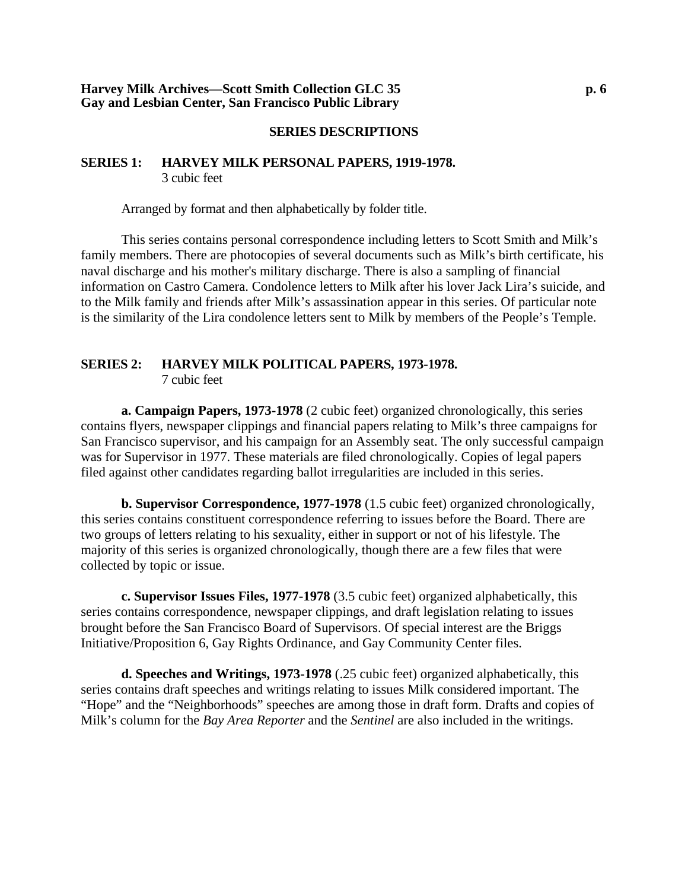## SERIES DESCRIPTIONS

### SERIES 1: HARVEY MILK PERSONAL PAPERS, 1919-1978.
3 cubic feet

Arranged by format and then alphabetically by folder title.

This series contains personal correspondence including letters to Scott Smith and Milk's family members. There are photocopies of several documents such as Milk's birth certificate, his naval discharge and his mother's military discharge. There is also a sampling of financial information on Castro Camera. Condolence letters to Milk after his lover Jack Lira's suicide, and to the Milk family and friends after Milk's assassination appear in this series. Of particular note is the similarity of the Lira condolence letters sent to Milk by members of the People's Temple.

### SERIES 2: HARVEY MILK POLITICAL PAPERS, 1973-1978.
7 cubic feet

**a. Campaign Papers, 1973-1978** (2 cubic feet) organized chronologically, this series contains flyers, newspaper clippings and financial papers relating to Milk's three campaigns for San Francisco supervisor, and his campaign for an Assembly seat. The only successful campaign was for Supervisor in 1977. These materials are filed chronologically. Copies of legal papers filed against other candidates regarding ballot irregularities are included in this series.

**b. Supervisor Correspondence, 1977-1978** (1.5 cubic feet) organized chronologically, this series contains constituent correspondence referring to issues before the Board. There are two groups of letters relating to his sexuality, either in support or not of his lifestyle. The majority of this series is organized chronologically, though there are a few files that were collected by topic or issue.

**c. Supervisor Issues Files, 1977-1978** (3.5 cubic feet) organized alphabetically, this series contains correspondence, newspaper clippings, and draft legislation relating to issues brought before the San Francisco Board of Supervisors. Of special interest are the Briggs Initiative/Proposition 6, Gay Rights Ordinance, and Gay Community Center files.

**d. Speeches and Writings, 1973-1978** (.25 cubic feet) organized alphabetically, this series contains draft speeches and writings relating to issues Milk considered important. The "Hope" and the "Neighborhoods" speeches are among those in draft form. Drafts and copies of Milk's column for the *Bay Area Reporter* and the *Sentinel* are also included in the writings.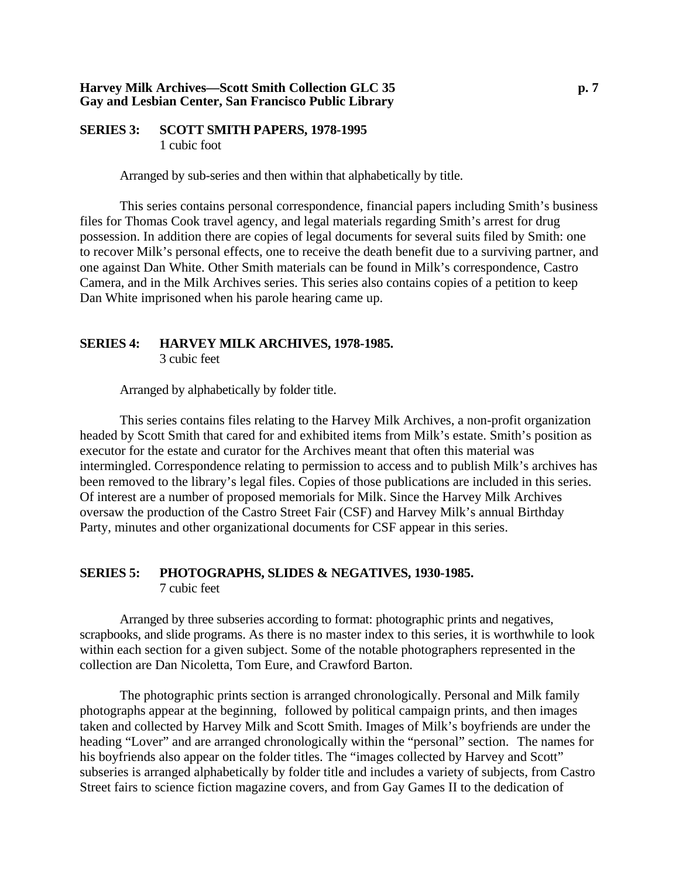## SERIES 3: SCOTT SMITH PAPERS, 1978-1995

1 cubic foot

Arranged by sub-series and then within that alphabetically by title.

This series contains personal correspondence, financial papers including Smith's business files for Thomas Cook travel agency, and legal materials regarding Smith's arrest for drug possession. In addition there are copies of legal documents for several suits filed by Smith: one to recover Milk's personal effects, one to receive the death benefit due to a surviving partner, and one against Dan White. Other Smith materials can be found in Milk's correspondence, Castro Camera, and in the Milk Archives series. This series also contains copies of a petition to keep Dan White imprisoned when his parole hearing came up.

## SERIES 4: HARVEY MILK ARCHIVES, 1978-1985.

3 cubic feet

Arranged by alphabetically by folder title.

This series contains files relating to the Harvey Milk Archives, a non-profit organization headed by Scott Smith that cared for and exhibited items from Milk's estate. Smith's position as executor for the estate and curator for the Archives meant that often this material was intermingled. Correspondence relating to permission to access and to publish Milk's archives has been removed to the library's legal files. Copies of those publications are included in this series. Of interest are a number of proposed memorials for Milk. Since the Harvey Milk Archives oversaw the production of the Castro Street Fair (CSF) and Harvey Milk's annual Birthday Party, minutes and other organizational documents for CSF appear in this series.

## SERIES 5: PHOTOGRAPHS, SLIDES & NEGATIVES, 1930-1985.

7 cubic feet

Arranged by three subseries according to format: photographic prints and negatives, scrapbooks, and slide programs. As there is no master index to this series, it is worthwhile to look within each section for a given subject. Some of the notable photographers represented in the collection are Dan Nicoletta, Tom Eure, and Crawford Barton.

The photographic prints section is arranged chronologically. Personal and Milk family photographs appear at the beginning, followed by political campaign prints, and then images taken and collected by Harvey Milk and Scott Smith. Images of Milk's boyfriends are under the heading "Lover" and are arranged chronologically within the "personal" section. The names for his boyfriends also appear on the folder titles. The "images collected by Harvey and Scott" subseries is arranged alphabetically by folder title and includes a variety of subjects, from Castro Street fairs to science fiction magazine covers, and from Gay Games II to the dedication of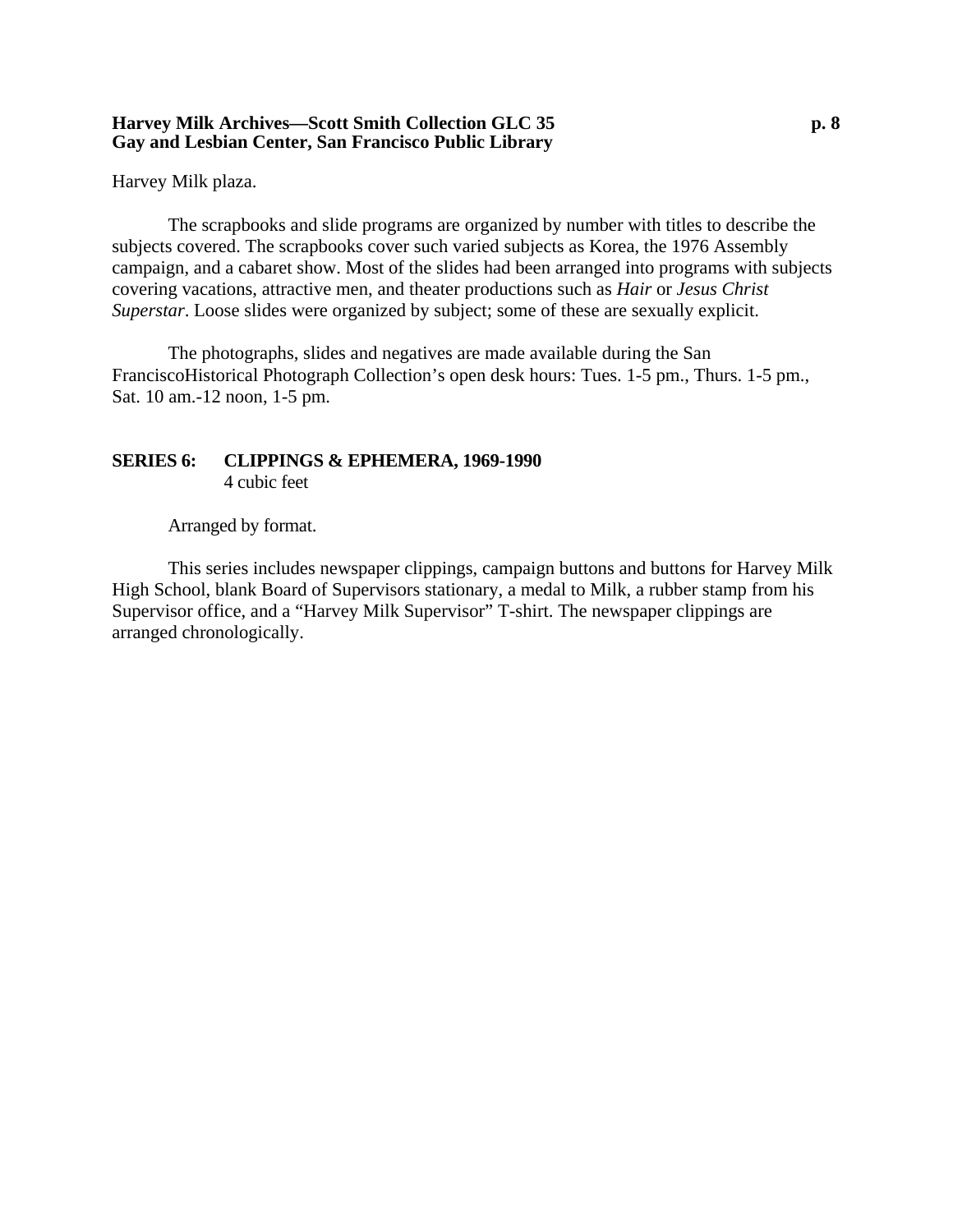Harvey Milk plaza.

The scrapbooks and slide programs are organized by number with titles to describe the subjects covered. The scrapbooks cover such varied subjects as Korea, the 1976 Assembly campaign, and a cabaret show. Most of the slides had been arranged into programs with subjects covering vacations, attractive men, and theater productions such as *Hair* or *Jesus Christ Superstar*. Loose slides were organized by subject; some of these are sexually explicit.

The photographs, slides and negatives are made available during the San FranciscoHistorical Photograph Collection's open desk hours: Tues. 1-5 pm., Thurs. 1-5 pm., Sat. 10 am.-12 noon, 1-5 pm.

## SERIES 6: CLIPPINGS & EPHEMERA, 1969-1990

4 cubic feet

Arranged by format.

This series includes newspaper clippings, campaign buttons and buttons for Harvey Milk High School, blank Board of Supervisors stationary, a medal to Milk, a rubber stamp from his Supervisor office, and a "Harvey Milk Supervisor" T-shirt. The newspaper clippings are arranged chronologically.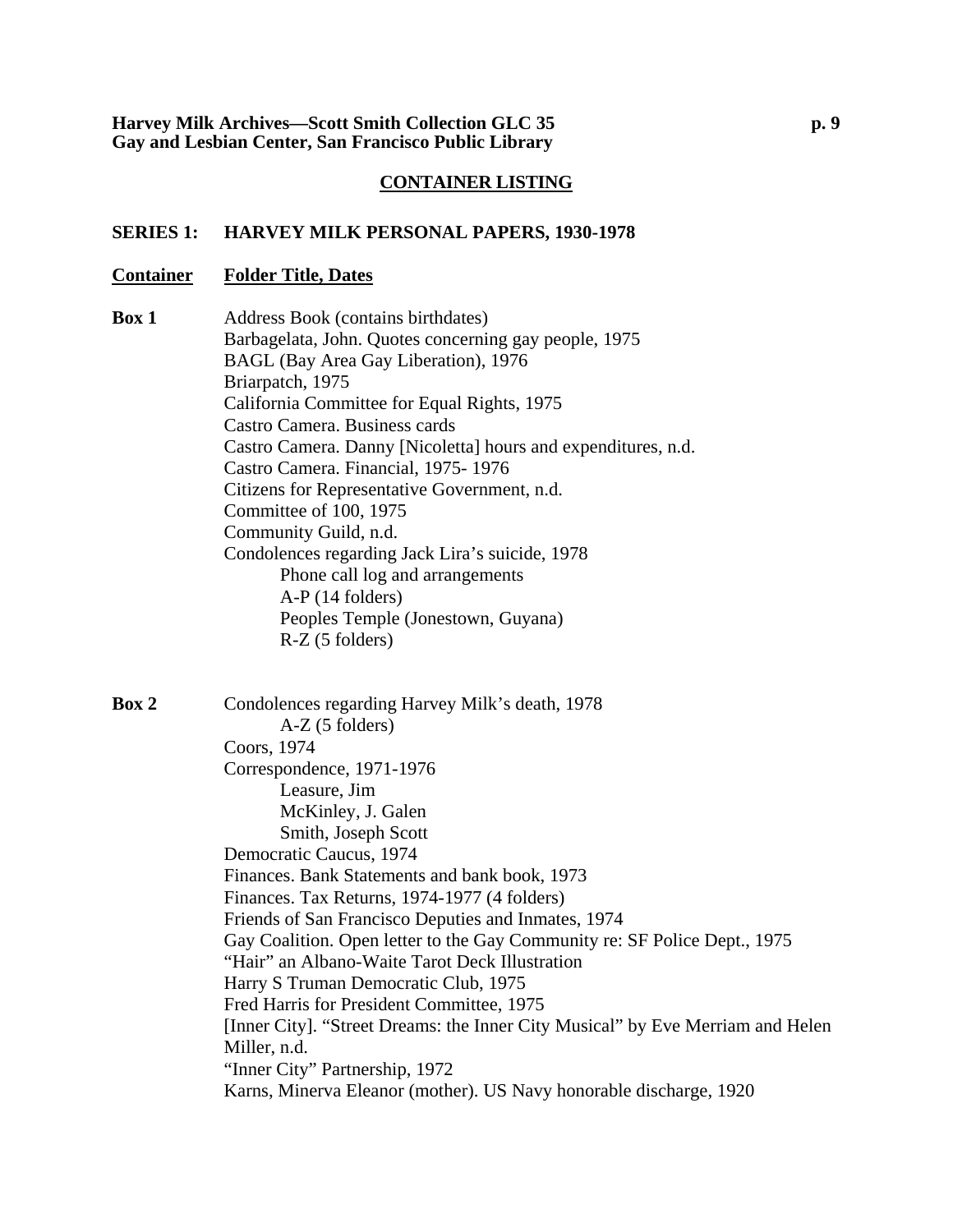## CONTAINER LISTING

### SERIES 1: HARVEY MILK PERSONAL PAPERS, 1930-1978

| Container | Folder Title, Dates |
|---|---|
| **Box 1** | Address Book (contains birthdates) |
| | Barbagelata, John. Quotes concerning gay people, 1975 |
| | BAGL (Bay Area Gay Liberation), 1976 |
| | Briarpatch, 1975 |
| | California Committee for Equal Rights, 1975 |
| | Castro Camera. Business cards |
| | Castro Camera. Danny [Nicoletta] hours and expenditures, n.d. |
| | Castro Camera. Financial, 1975- 1976 |
| | Citizens for Representative Government, n.d. |
| | Committee of 100, 1975 |
| | Community Guild, n.d. |
| | Condolences regarding Jack Lira's suicide, 1978 |
| | &nbsp;&nbsp;&nbsp;&nbsp;Phone call log and arrangements |
| | &nbsp;&nbsp;&nbsp;&nbsp;A-P (14 folders) |
| | &nbsp;&nbsp;&nbsp;&nbsp;Peoples Temple (Jonestown, Guyana) |
| | &nbsp;&nbsp;&nbsp;&nbsp;R-Z (5 folders) |
| **Box 2** | Condolences regarding Harvey Milk's death, 1978 |
| | &nbsp;&nbsp;&nbsp;&nbsp;A-Z (5 folders) |
| | Coors, 1974 |
| | Correspondence, 1971-1976 |
| | &nbsp;&nbsp;&nbsp;&nbsp;Leasure, Jim |
| | &nbsp;&nbsp;&nbsp;&nbsp;McKinley, J. Galen |
| | &nbsp;&nbsp;&nbsp;&nbsp;Smith, Joseph Scott |
| | Democratic Caucus, 1974 |
| | Finances. Bank Statements and bank book, 1973 |
| | Finances. Tax Returns, 1974-1977 (4 folders) |
| | Friends of San Francisco Deputies and Inmates, 1974 |
| | Gay Coalition. Open letter to the Gay Community re: SF Police Dept., 1975 |
| | "Hair" an Albano-Waite Tarot Deck Illustration |
| | Harry S Truman Democratic Club, 1975 |
| | Fred Harris for President Committee, 1975 |
| | [Inner City]. "Street Dreams: the Inner City Musical" by Eve Merriam and Helen Miller, n.d. |
| | "Inner City" Partnership, 1972 |
| | Karns, Minerva Eleanor (mother). US Navy honorable discharge, 1920 |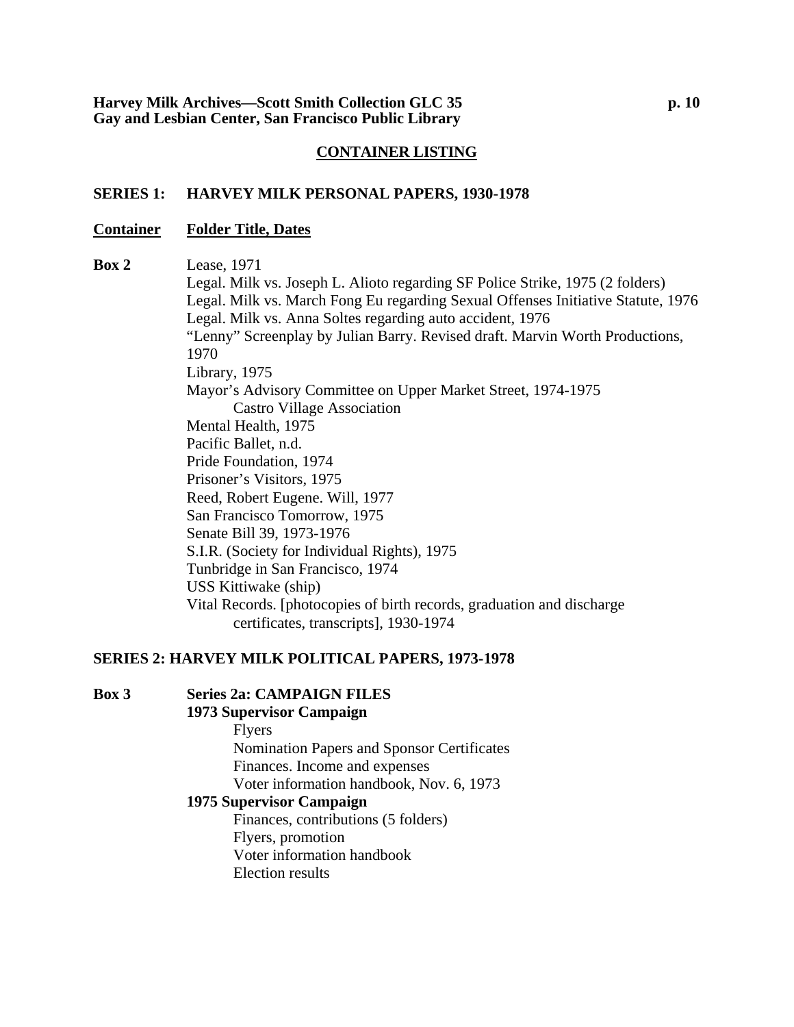## CONTAINER LISTING

### SERIES 1: HARVEY MILK PERSONAL PAPERS, 1930-1978

**Container** — **Folder Title, Dates**

**Box 2**

- Lease, 1971
- Legal. Milk vs. Joseph L. Alioto regarding SF Police Strike, 1975 (2 folders)
- Legal. Milk vs. March Fong Eu regarding Sexual Offenses Initiative Statute, 1976
- Legal. Milk vs. Anna Soltes regarding auto accident, 1976
- "Lenny" Screenplay by Julian Barry. Revised draft. Marvin Worth Productions, 1970
- Library, 1975
- Mayor's Advisory Committee on Upper Market Street, 1974-1975
  - Castro Village Association
- Mental Health, 1975
- Pacific Ballet, n.d.
- Pride Foundation, 1974
- Prisoner's Visitors, 1975
- Reed, Robert Eugene. Will, 1977
- San Francisco Tomorrow, 1975
- Senate Bill 39, 1973-1976
- S.I.R. (Society for Individual Rights), 1975
- Tunbridge in San Francisco, 1974
- USS Kittiwake (ship)
- Vital Records. [photocopies of birth records, graduation and discharge certificates, transcripts], 1930-1974

### SERIES 2: HARVEY MILK POLITICAL PAPERS, 1973-1978

**Box 3**

**Series 2a: CAMPAIGN FILES**

**1973 Supervisor Campaign**

- Flyers
- Nomination Papers and Sponsor Certificates
- Finances. Income and expenses
- Voter information handbook, Nov. 6, 1973

**1975 Supervisor Campaign**

- Finances, contributions (5 folders)
- Flyers, promotion
- Voter information handbook
- Election results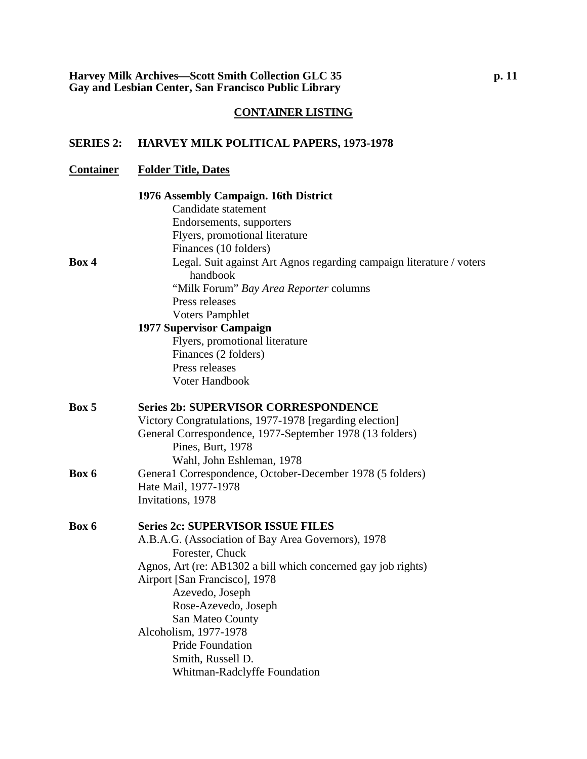## CONTAINER LISTING

### SERIES 2: HARVEY MILK POLITICAL PAPERS, 1973-1978

| Container | Folder Title, Dates |
|---|---|
| | **1976 Assembly Campaign. 16th District** |
| | Candidate statement |
| | Endorsements, supporters |
| | Flyers, promotional literature |
| | Finances (10 folders) |
| **Box 4** | Legal. Suit against Art Agnos regarding campaign literature / voters handbook |
| | "Milk Forum" *Bay Area Reporter* columns |
| | Press releases |
| | Voters Pamphlet |
| | **1977 Supervisor Campaign** |
| | Flyers, promotional literature |
| | Finances (2 folders) |
| | Press releases |
| | Voter Handbook |
| **Box 5** | **Series 2b: SUPERVISOR CORRESPONDENCE** |
| | Victory Congratulations, 1977-1978 [regarding election] |
| | General Correspondence, 1977-September 1978 (13 folders) |
| | Pines, Burt, 1978 |
| | Wahl, John Eshleman, 1978 |
| **Box 6** | Genera1 Correspondence, October-December 1978 (5 folders) |
| | Hate Mail, 1977-1978 |
| | Invitations, 1978 |
| **Box 6** | **Series 2c: SUPERVISOR ISSUE FILES** |
| | A.B.A.G. (Association of Bay Area Governors), 1978 |
| | Forester, Chuck |
| | Agnos, Art (re: AB1302 a bill which concerned gay job rights) |
| | Airport [San Francisco], 1978 |
| | Azevedo, Joseph |
| | Rose-Azevedo, Joseph |
| | San Mateo County |
| | Alcoholism, 1977-1978 |
| | Pride Foundation |
| | Smith, Russell D. |
| | Whitman-Radclyffe Foundation |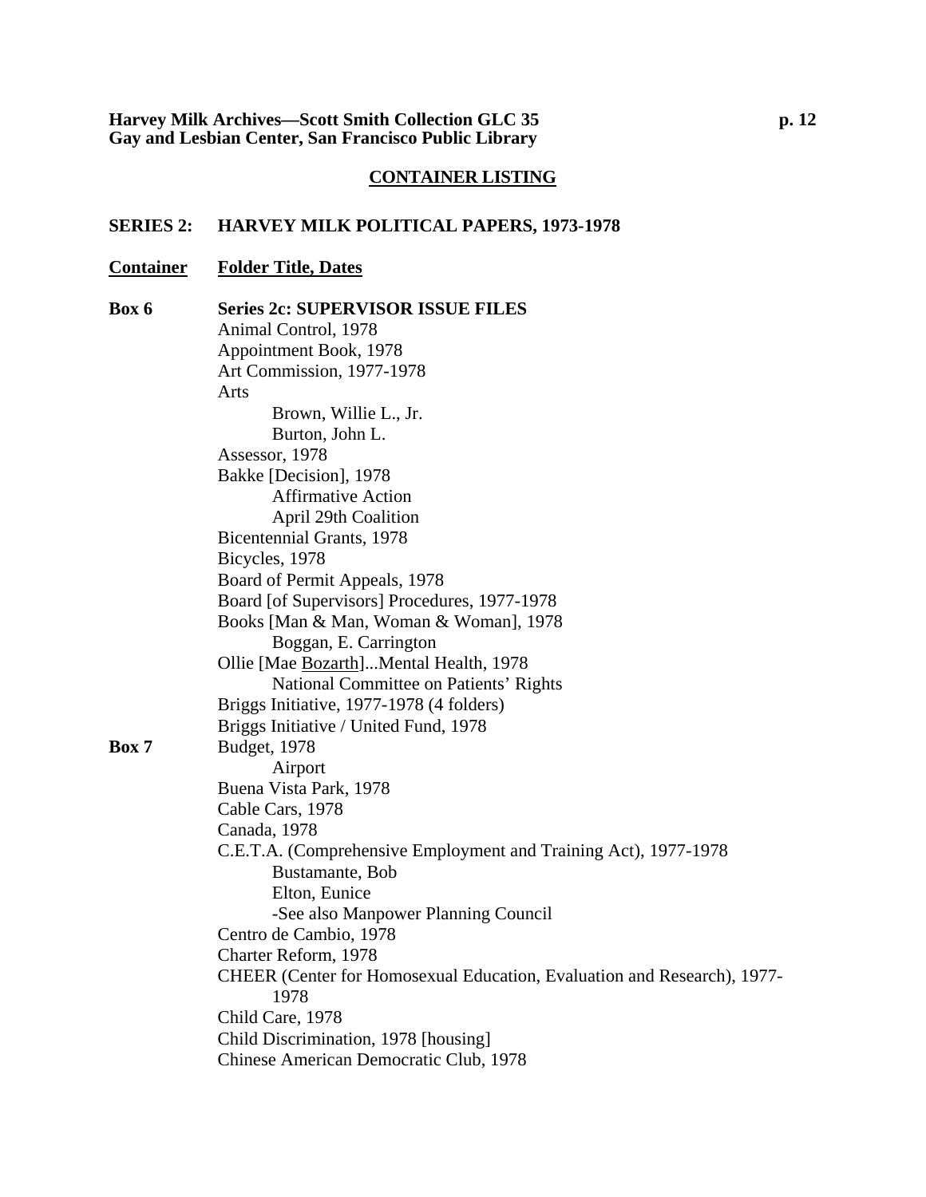## CONTAINER LISTING

### SERIES 2: HARVEY MILK POLITICAL PAPERS, 1973-1978

| Container | Folder Title, Dates |
|---|---|
| **Box 6** | **Series 2c: SUPERVISOR ISSUE FILES** |
| | Animal Control, 1978 |
| | Appointment Book, 1978 |
| | Art Commission, 1977-1978 |
| | Arts |
| | Brown, Willie L., Jr. |
| | Burton, John L. |
| | Assessor, 1978 |
| | Bakke [Decision], 1978 |
| | Affirmative Action |
| | April 29th Coalition |
| | Bicentennial Grants, 1978 |
| | Bicycles, 1978 |
| | Board of Permit Appeals, 1978 |
| | Board [of Supervisors] Procedures, 1977-1978 |
| | Books [Man & Man, Woman & Woman], 1978 |
| | Boggan, E. Carrington |
| | Ollie [Mae <u>Bozarth</u>]...Mental Health, 1978 |
| | National Committee on Patients' Rights |
| | Briggs Initiative, 1977-1978 (4 folders) |
| | Briggs Initiative / United Fund, 1978 |
| **Box 7** | Budget, 1978 |
| | Airport |
| | Buena Vista Park, 1978 |
| | Cable Cars, 1978 |
| | Canada, 1978 |
| | C.E.T.A. (Comprehensive Employment and Training Act), 1977-1978 |
| | Bustamante, Bob |
| | Elton, Eunice |
| | -See also Manpower Planning Council |
| | Centro de Cambio, 1978 |
| | Charter Reform, 1978 |
| | CHEER (Center for Homosexual Education, Evaluation and Research), 1977-1978 |
| | Child Care, 1978 |
| | Child Discrimination, 1978 [housing] |
| | Chinese American Democratic Club, 1978 |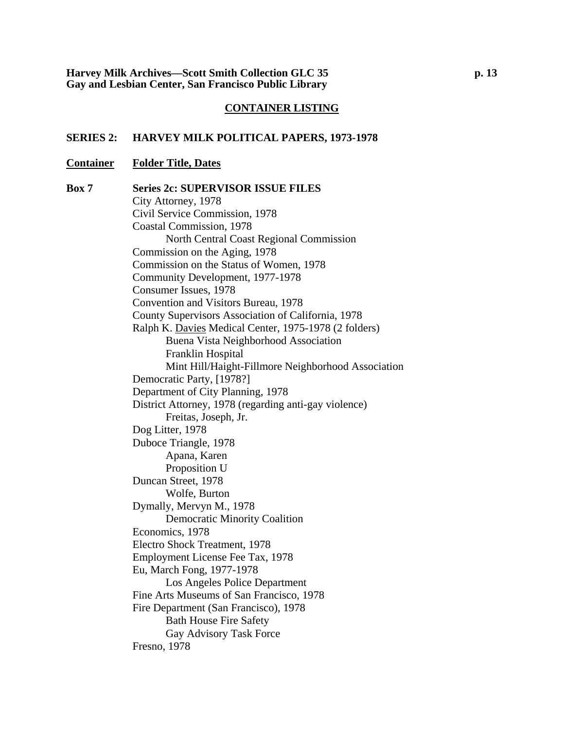## CONTAINER LISTING

### SERIES 2: HARVEY MILK POLITICAL PAPERS, 1973-1978

**Container** | **Folder Title, Dates**

**Box 7** — **Series 2c: SUPERVISOR ISSUE FILES**

- City Attorney, 1978
- Civil Service Commission, 1978
- Coastal Commission, 1978
    - North Central Coast Regional Commission
- Commission on the Aging, 1978
- Commission on the Status of Women, 1978
- Community Development, 1977-1978
- Consumer Issues, 1978
- Convention and Visitors Bureau, 1978
- County Supervisors Association of California, 1978
- Ralph K. Davies Medical Center, 1975-1978 (2 folders)
    - Buena Vista Neighborhood Association
    - Franklin Hospital
    - Mint Hill/Haight-Fillmore Neighborhood Association
- Democratic Party, [1978?]
- Department of City Planning, 1978
- District Attorney, 1978 (regarding anti-gay violence)
    - Freitas, Joseph, Jr.
- Dog Litter, 1978
- Duboce Triangle, 1978
    - Apana, Karen
    - Proposition U
- Duncan Street, 1978
    - Wolfe, Burton
- Dymally, Mervyn M., 1978
    - Democratic Minority Coalition
- Economics, 1978
- Electro Shock Treatment, 1978
- Employment License Fee Tax, 1978
- Eu, March Fong, 1977-1978
    - Los Angeles Police Department
- Fine Arts Museums of San Francisco, 1978
- Fire Department (San Francisco), 1978
    - Bath House Fire Safety
    - Gay Advisory Task Force
- Fresno, 1978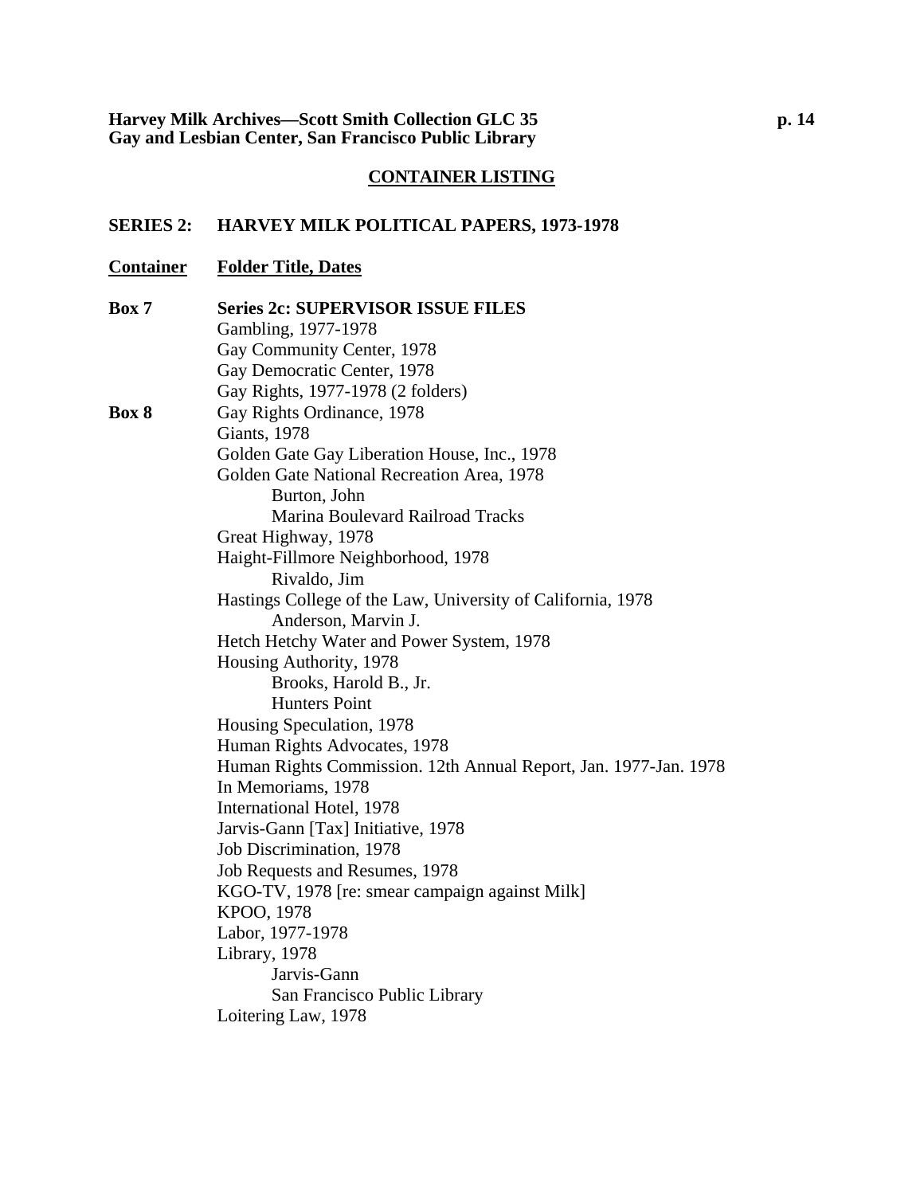## CONTAINER LISTING

## SERIES 2: HARVEY MILK POLITICAL PAPERS, 1973-1978

| Container | Folder Title, Dates |
|---|---|
| **Box 7** | **Series 2c: SUPERVISOR ISSUE FILES** |
| | Gambling, 1977-1978 |
| | Gay Community Center, 1978 |
| | Gay Democratic Center, 1978 |
| | Gay Rights, 1977-1978 (2 folders) |
| **Box 8** | Gay Rights Ordinance, 1978 |
| | Giants, 1978 |
| | Golden Gate Gay Liberation House, Inc., 1978 |
| | Golden Gate National Recreation Area, 1978 |
| | &nbsp;&nbsp;&nbsp;&nbsp;Burton, John |
| | &nbsp;&nbsp;&nbsp;&nbsp;Marina Boulevard Railroad Tracks |
| | Great Highway, 1978 |
| | Haight-Fillmore Neighborhood, 1978 |
| | &nbsp;&nbsp;&nbsp;&nbsp;Rivaldo, Jim |
| | Hastings College of the Law, University of California, 1978 |
| | &nbsp;&nbsp;&nbsp;&nbsp;Anderson, Marvin J. |
| | Hetch Hetchy Water and Power System, 1978 |
| | Housing Authority, 1978 |
| | &nbsp;&nbsp;&nbsp;&nbsp;Brooks, Harold B., Jr. |
| | &nbsp;&nbsp;&nbsp;&nbsp;Hunters Point |
| | Housing Speculation, 1978 |
| | Human Rights Advocates, 1978 |
| | Human Rights Commission. 12th Annual Report, Jan. 1977-Jan. 1978 |
| | In Memoriams, 1978 |
| | International Hotel, 1978 |
| | Jarvis-Gann [Tax] Initiative, 1978 |
| | Job Discrimination, 1978 |
| | Job Requests and Resumes, 1978 |
| | KGO-TV, 1978 [re: smear campaign against Milk] |
| | KPOO, 1978 |
| | Labor, 1977-1978 |
| | Library, 1978 |
| | &nbsp;&nbsp;&nbsp;&nbsp;Jarvis-Gann |
| | &nbsp;&nbsp;&nbsp;&nbsp;San Francisco Public Library |
| | Loitering Law, 1978 |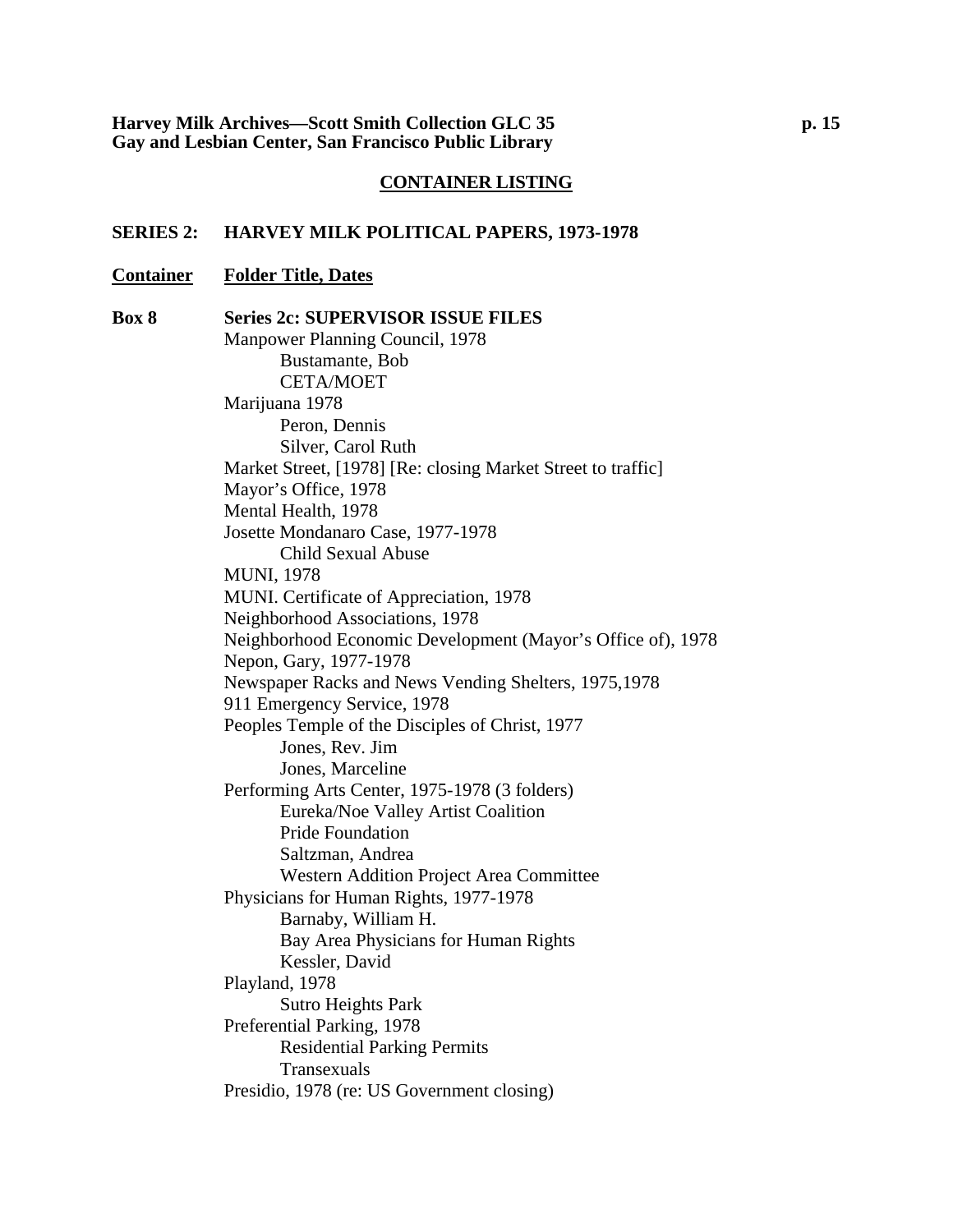## CONTAINER LISTING

### SERIES 2: HARVEY MILK POLITICAL PAPERS, 1973-1978

**Container** | **Folder Title, Dates**

**Box 8** — **Series 2c: SUPERVISOR ISSUE FILES**

- Manpower Planning Council, 1978
  - Bustamante, Bob
  - CETA/MOET
- Marijuana 1978
  - Peron, Dennis
  - Silver, Carol Ruth
- Market Street, [1978] [Re: closing Market Street to traffic]
- Mayor's Office, 1978
- Mental Health, 1978
- Josette Mondanaro Case, 1977-1978
  - Child Sexual Abuse
- MUNI, 1978
- MUNI. Certificate of Appreciation, 1978
- Neighborhood Associations, 1978
- Neighborhood Economic Development (Mayor's Office of), 1978
- Nepon, Gary, 1977-1978
- Newspaper Racks and News Vending Shelters, 1975,1978
- 911 Emergency Service, 1978
- Peoples Temple of the Disciples of Christ, 1977
  - Jones, Rev. Jim
  - Jones, Marceline
- Performing Arts Center, 1975-1978 (3 folders)
  - Eureka/Noe Valley Artist Coalition
  - Pride Foundation
  - Saltzman, Andrea
  - Western Addition Project Area Committee
- Physicians for Human Rights, 1977-1978
  - Barnaby, William H.
  - Bay Area Physicians for Human Rights
  - Kessler, David
- Playland, 1978
  - Sutro Heights Park
- Preferential Parking, 1978
  - Residential Parking Permits
  - Transexuals
- Presidio, 1978 (re: US Government closing)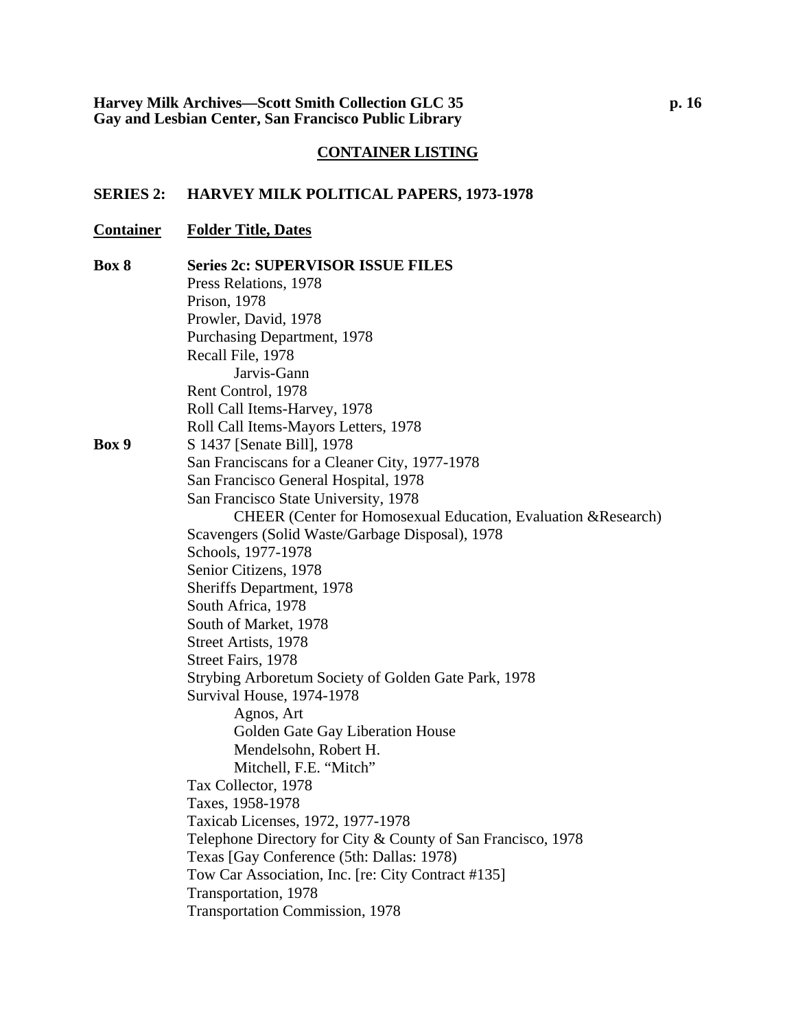## CONTAINER LISTING

### SERIES 2: HARVEY MILK POLITICAL PAPERS, 1973-1978

| Container | Folder Title, Dates |
|---|---|
| **Box 8** | **Series 2c: SUPERVISOR ISSUE FILES** |
| | Press Relations, 1978 |
| | Prison, 1978 |
| | Prowler, David, 1978 |
| | Purchasing Department, 1978 |
| | Recall File, 1978 |
| | Jarvis-Gann |
| | Rent Control, 1978 |
| | Roll Call Items-Harvey, 1978 |
| | Roll Call Items-Mayors Letters, 1978 |
| **Box 9** | S 1437 [Senate Bill], 1978 |
| | San Franciscans for a Cleaner City, 1977-1978 |
| | San Francisco General Hospital, 1978 |
| | San Francisco State University, 1978 |
| | CHEER (Center for Homosexual Education, Evaluation &Research) |
| | Scavengers (Solid Waste/Garbage Disposal), 1978 |
| | Schools, 1977-1978 |
| | Senior Citizens, 1978 |
| | Sheriffs Department, 1978 |
| | South Africa, 1978 |
| | South of Market, 1978 |
| | Street Artists, 1978 |
| | Street Fairs, 1978 |
| | Strybing Arboretum Society of Golden Gate Park, 1978 |
| | Survival House, 1974-1978 |
| | Agnos, Art |
| | Golden Gate Gay Liberation House |
| | Mendelsohn, Robert H. |
| | Mitchell, F.E. "Mitch" |
| | Tax Collector, 1978 |
| | Taxes, 1958-1978 |
| | Taxicab Licenses, 1972, 1977-1978 |
| | Telephone Directory for City & County of San Francisco, 1978 |
| | Texas [Gay Conference (5th: Dallas: 1978) |
| | Tow Car Association, Inc. [re: City Contract #135] |
| | Transportation, 1978 |
| | Transportation Commission, 1978 |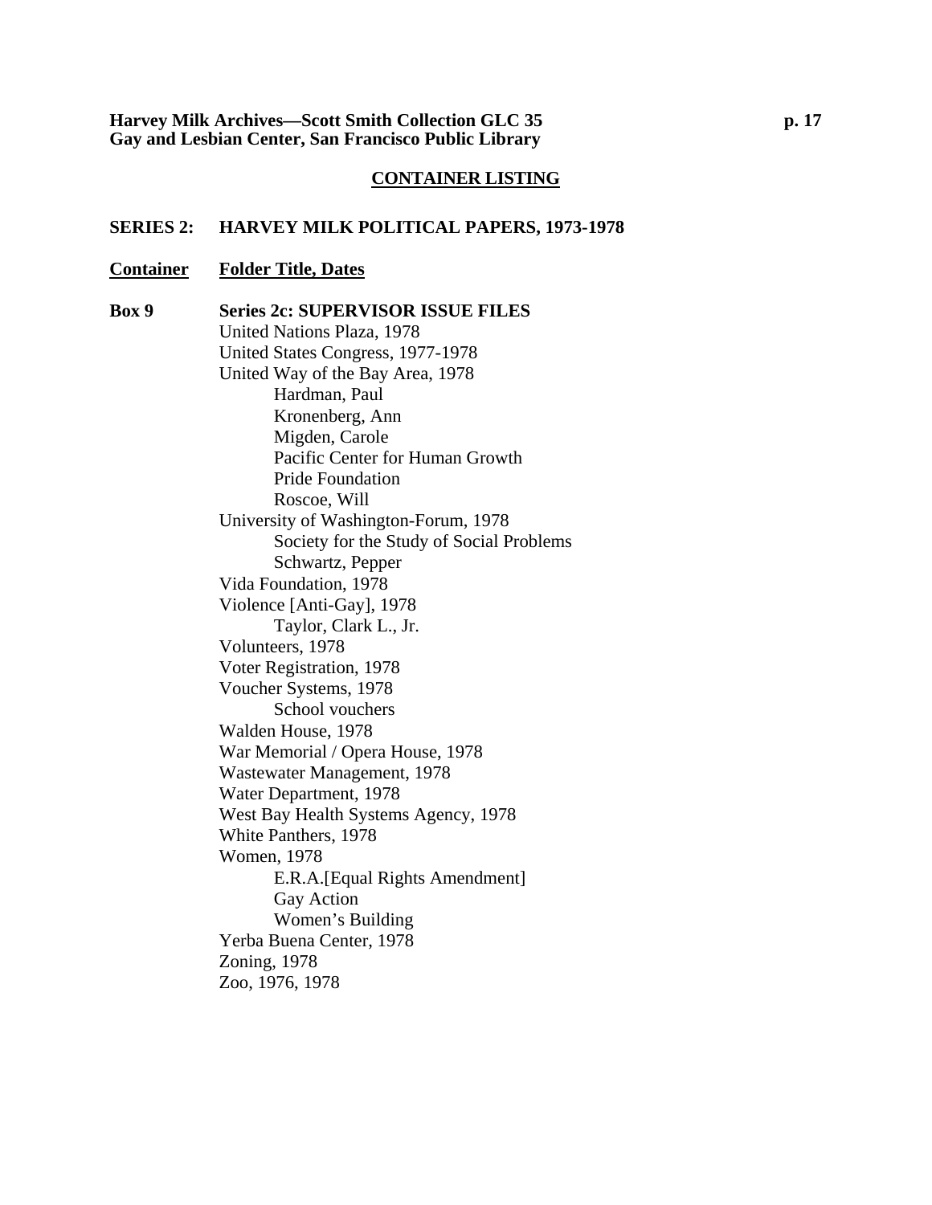## CONTAINER LISTING

### SERIES 2: HARVEY MILK POLITICAL PAPERS, 1973-1978

| Container | Folder Title, Dates |
| --- | --- |
| **Box 9** | **Series 2c: SUPERVISOR ISSUE FILES** |
| | United Nations Plaza, 1978 |
| | United States Congress, 1977-1978 |
| | United Way of the Bay Area, 1978 |
| | Hardman, Paul |
| | Kronenberg, Ann |
| | Migden, Carole |
| | Pacific Center for Human Growth |
| | Pride Foundation |
| | Roscoe, Will |
| | University of Washington-Forum, 1978 |
| | Society for the Study of Social Problems |
| | Schwartz, Pepper |
| | Vida Foundation, 1978 |
| | Violence [Anti-Gay], 1978 |
| | Taylor, Clark L., Jr. |
| | Volunteers, 1978 |
| | Voter Registration, 1978 |
| | Voucher Systems, 1978 |
| | School vouchers |
| | Walden House, 1978 |
| | War Memorial / Opera House, 1978 |
| | Wastewater Management, 1978 |
| | Water Department, 1978 |
| | West Bay Health Systems Agency, 1978 |
| | White Panthers, 1978 |
| | Women, 1978 |
| | E.R.A.[Equal Rights Amendment] |
| | Gay Action |
| | Women's Building |
| | Yerba Buena Center, 1978 |
| | Zoning, 1978 |
| | Zoo, 1976, 1978 |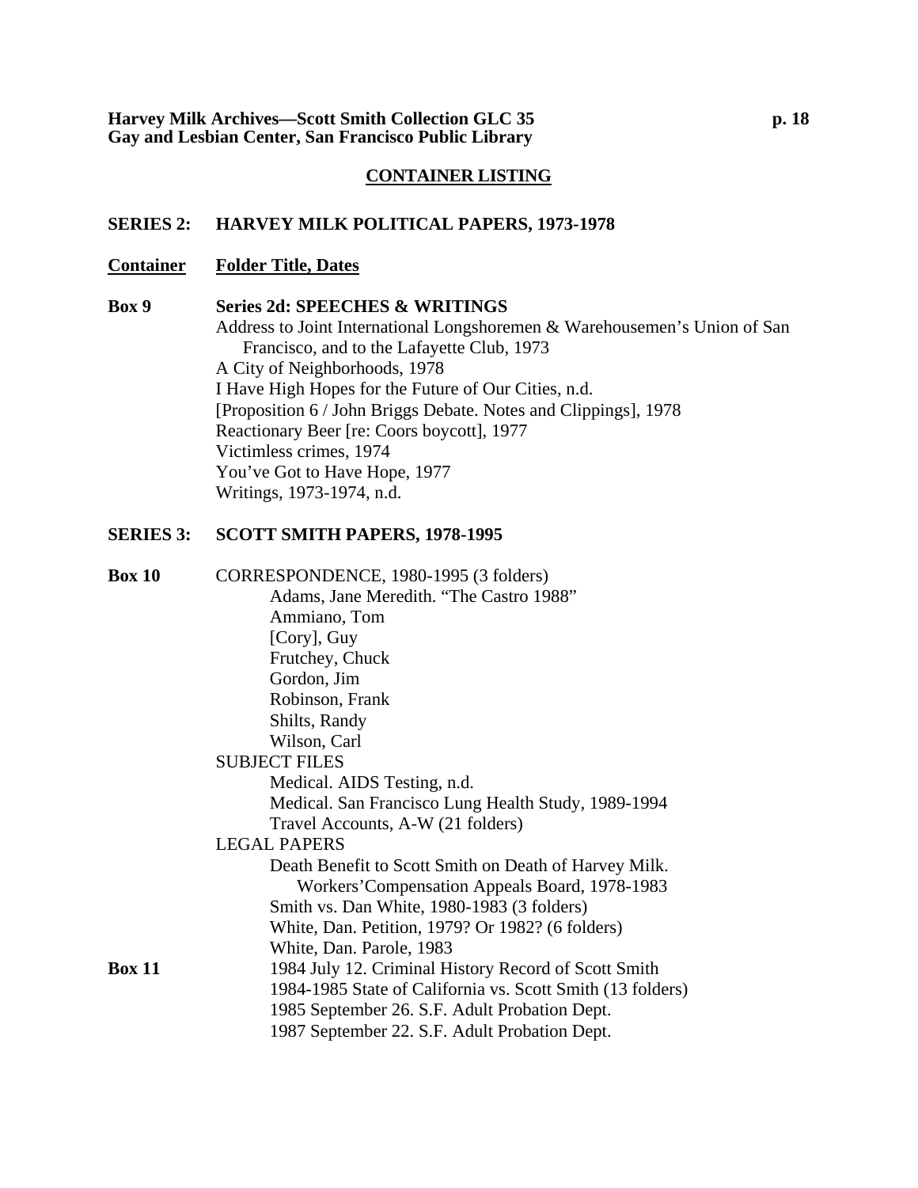## CONTAINER LISTING

### SERIES 2: HARVEY MILK POLITICAL PAPERS, 1973-1978

| Container | Folder Title, Dates |
|---|---|
| **Box 9** | **Series 2d: SPEECHES & WRITINGS** |
| | Address to Joint International Longshoremen & Warehousemen's Union of San Francisco, and to the Lafayette Club, 1973 |
| | A City of Neighborhoods, 1978 |
| | I Have High Hopes for the Future of Our Cities, n.d. |
| | [Proposition 6 / John Briggs Debate. Notes and Clippings], 1978 |
| | Reactionary Beer [re: Coors boycott], 1977 |
| | Victimless crimes, 1974 |
| | You've Got to Have Hope, 1977 |
| | Writings, 1973-1974, n.d. |

### SERIES 3: SCOTT SMITH PAPERS, 1978-1995

| Container | Folder Title, Dates |
|---|---|
| **Box 10** | CORRESPONDENCE, 1980-1995 (3 folders) |
| | Adams, Jane Meredith. "The Castro 1988" |
| | Ammiano, Tom |
| | [Cory], Guy |
| | Frutchey, Chuck |
| | Gordon, Jim |
| | Robinson, Frank |
| | Shilts, Randy |
| | Wilson, Carl |
| | SUBJECT FILES |
| | Medical. AIDS Testing, n.d. |
| | Medical. San Francisco Lung Health Study, 1989-1994 |
| | Travel Accounts, A-W (21 folders) |
| | LEGAL PAPERS |
| | Death Benefit to Scott Smith on Death of Harvey Milk. Workers'Compensation Appeals Board, 1978-1983 |
| | Smith vs. Dan White, 1980-1983 (3 folders) |
| | White, Dan. Petition, 1979? Or 1982? (6 folders) |
| | White, Dan. Parole, 1983 |
| **Box 11** | 1984 July 12. Criminal History Record of Scott Smith |
| | 1984-1985 State of California vs. Scott Smith (13 folders) |
| | 1985 September 26. S.F. Adult Probation Dept. |
| | 1987 September 22. S.F. Adult Probation Dept. |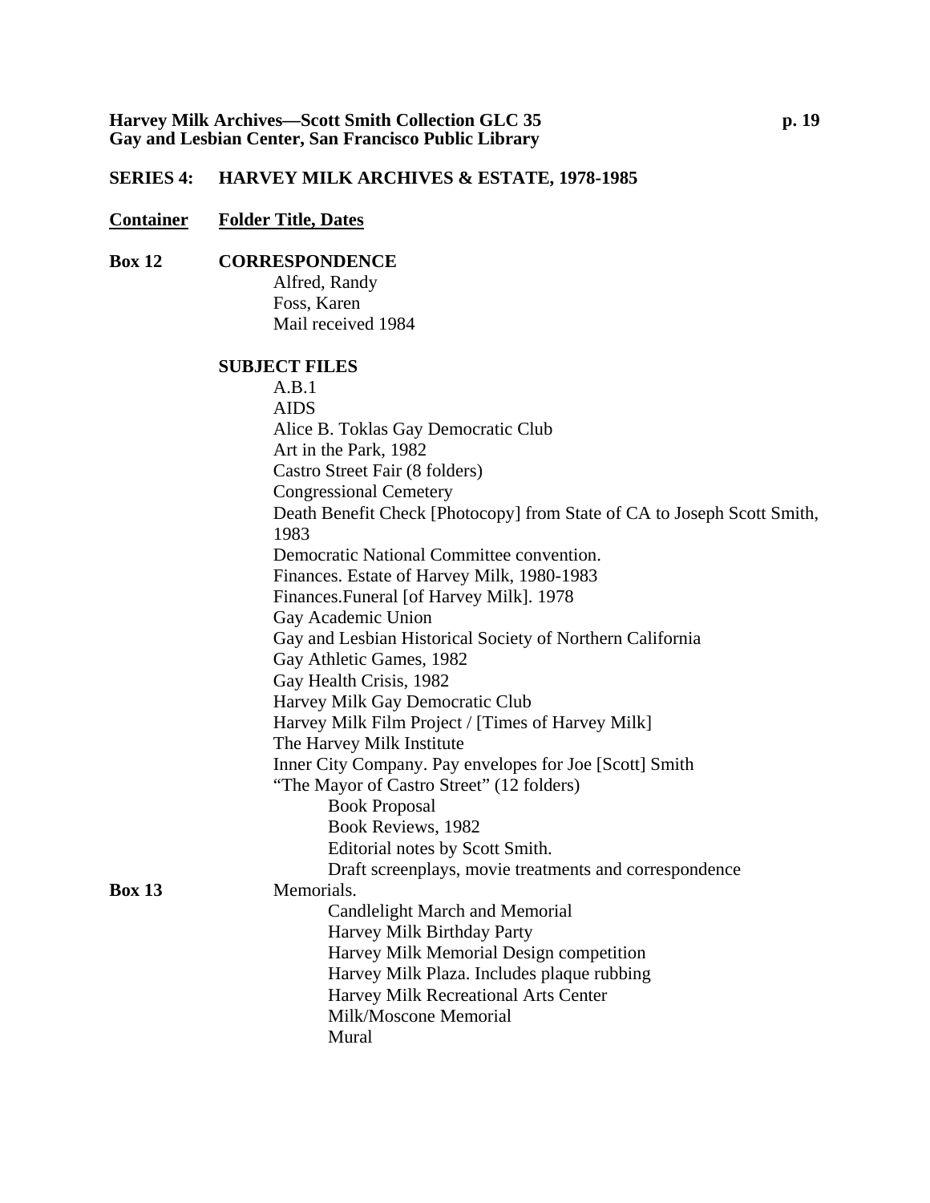## SERIES 4: HARVEY MILK ARCHIVES & ESTATE, 1978-1985

**Container** **Folder Title, Dates**

**Box 12** **CORRESPONDENCE**

- Alfred, Randy
- Foss, Karen
- Mail received 1984

**SUBJECT FILES**

- A.B.1
- AIDS
- Alice B. Toklas Gay Democratic Club
- Art in the Park, 1982
- Castro Street Fair (8 folders)
- Congressional Cemetery
- Death Benefit Check [Photocopy] from State of CA to Joseph Scott Smith, 1983
- Democratic National Committee convention.
- Finances. Estate of Harvey Milk, 1980-1983
- Finances.Funeral [of Harvey Milk]. 1978
- Gay Academic Union
- Gay and Lesbian Historical Society of Northern California
- Gay Athletic Games, 1982
- Gay Health Crisis, 1982
- Harvey Milk Gay Democratic Club
- Harvey Milk Film Project / [Times of Harvey Milk]
- The Harvey Milk Institute
- Inner City Company. Pay envelopes for Joe [Scott] Smith
- "The Mayor of Castro Street" (12 folders)
  - Book Proposal
  - Book Reviews, 1982
  - Editorial notes by Scott Smith.
  - Draft screenplays, movie treatments and correspondence

**Box 13**

- Memorials.
  - Candlelight March and Memorial
  - Harvey Milk Birthday Party
  - Harvey Milk Memorial Design competition
  - Harvey Milk Plaza. Includes plaque rubbing
  - Harvey Milk Recreational Arts Center
  - Milk/Moscone Memorial
  - Mural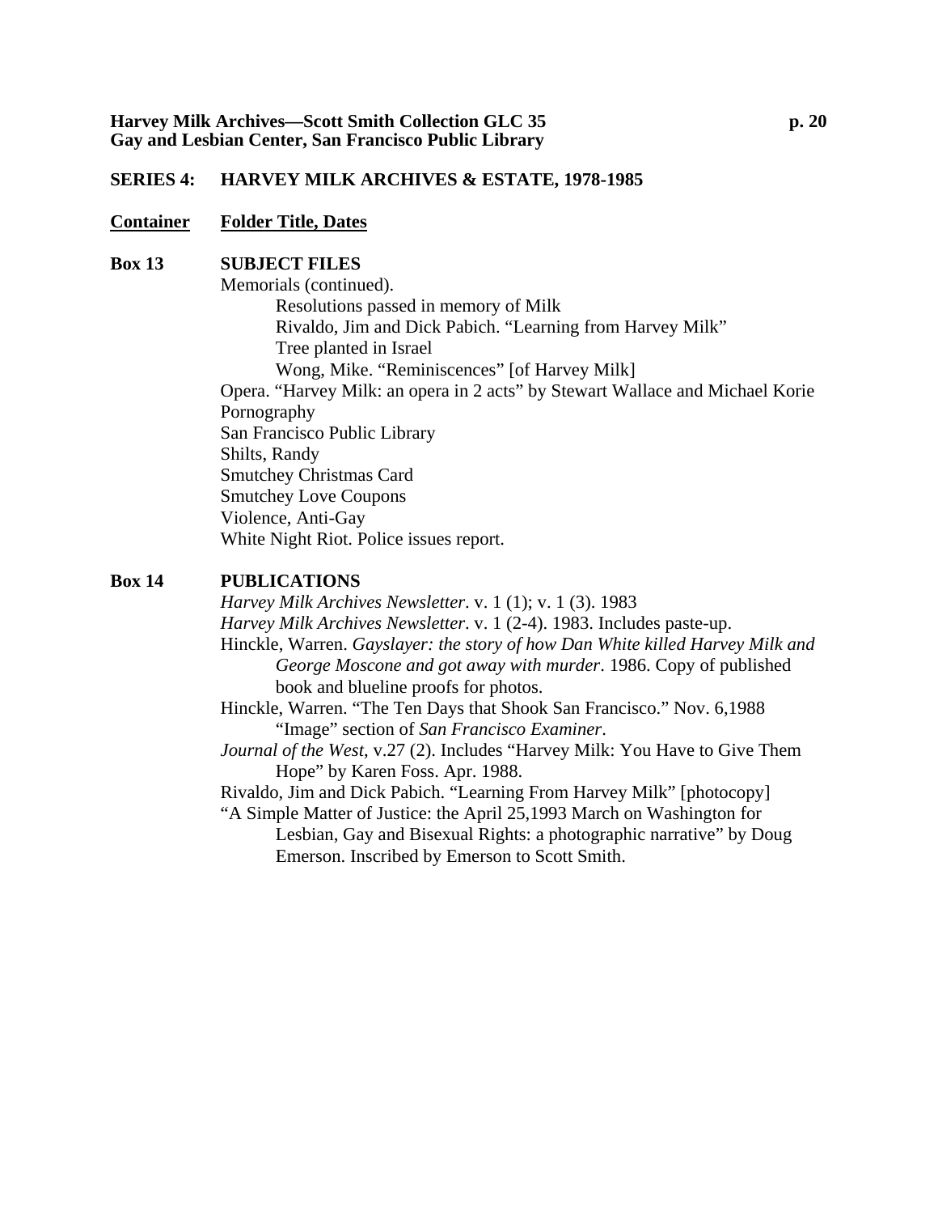**SERIES 4: HARVEY MILK ARCHIVES & ESTATE, 1978-1985**

| Container | Folder Title, Dates |
|---|---|
| **Box 13** | **SUBJECT FILES** |
| | Memorials (continued). |
| | Resolutions passed in memory of Milk |
| | Rivaldo, Jim and Dick Pabich. "Learning from Harvey Milk" |
| | Tree planted in Israel |
| | Wong, Mike. "Reminiscences" [of Harvey Milk] |
| | Opera. "Harvey Milk: an opera in 2 acts" by Stewart Wallace and Michael Korie |
| | Pornography |
| | San Francisco Public Library |
| | Shilts, Randy |
| | Smutchey Christmas Card |
| | Smutchey Love Coupons |
| | Violence, Anti-Gay |
| | White Night Riot. Police issues report. |
| **Box 14** | **PUBLICATIONS** |
| | *Harvey Milk Archives Newsletter*. v. 1 (1); v. 1 (3). 1983 |
| | *Harvey Milk Archives Newsletter*. v. 1 (2-4). 1983. Includes paste-up. |
| | Hinckle, Warren. *Gayslayer: the story of how Dan White killed Harvey Milk and George Moscone and got away with murder*. 1986. Copy of published book and blueline proofs for photos. |
| | Hinckle, Warren. "The Ten Days that Shook San Francisco." Nov. 6,1988 "Image" section of *San Francisco Examiner*. |
| | *Journal of the West*, v.27 (2). Includes "Harvey Milk: You Have to Give Them Hope" by Karen Foss. Apr. 1988. |
| | Rivaldo, Jim and Dick Pabich. "Learning From Harvey Milk" [photocopy] |
| | "A Simple Matter of Justice: the April 25,1993 March on Washington for Lesbian, Gay and Bisexual Rights: a photographic narrative" by Doug Emerson. Inscribed by Emerson to Scott Smith. |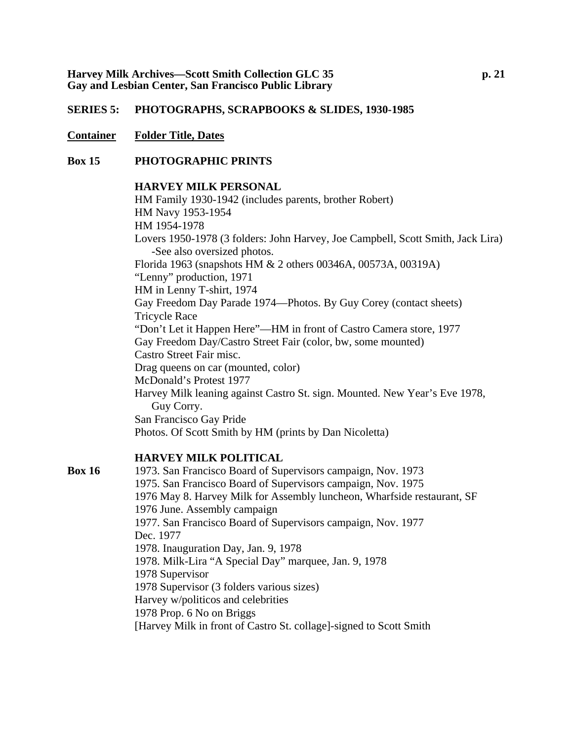## SERIES 5: PHOTOGRAPHS, SCRAPBOOKS & SLIDES, 1930-1985

| Container | Folder Title, Dates |
|---|---|
| **Box 15** | **PHOTOGRAPHIC PRINTS** |
| | **HARVEY MILK PERSONAL** |
| | HM Family 1930-1942 (includes parents, brother Robert) |
| | HM Navy 1953-1954 |
| | HM 1954-1978 |
| | Lovers 1950-1978 (3 folders: John Harvey, Joe Campbell, Scott Smith, Jack Lira) -See also oversized photos. |
| | Florida 1963 (snapshots HM & 2 others 00346A, 00573A, 00319A) |
| | "Lenny" production, 1971 |
| | HM in Lenny T-shirt, 1974 |
| | Gay Freedom Day Parade 1974—Photos. By Guy Corey (contact sheets) |
| | Tricycle Race |
| | "Don't Let it Happen Here"—HM in front of Castro Camera store, 1977 |
| | Gay Freedom Day/Castro Street Fair (color, bw, some mounted) |
| | Castro Street Fair misc. |
| | Drag queens on car (mounted, color) |
| | McDonald's Protest 1977 |
| | Harvey Milk leaning against Castro St. sign. Mounted. New Year's Eve 1978, Guy Corry. |
| | San Francisco Gay Pride |
| | Photos. Of Scott Smith by HM (prints by Dan Nicoletta) |
| | **HARVEY MILK POLITICAL** |
| **Box 16** | 1973. San Francisco Board of Supervisors campaign, Nov. 1973 |
| | 1975. San Francisco Board of Supervisors campaign, Nov. 1975 |
| | 1976 May 8. Harvey Milk for Assembly luncheon, Wharfside restaurant, SF |
| | 1976 June. Assembly campaign |
| | 1977. San Francisco Board of Supervisors campaign, Nov. 1977 |
| | Dec. 1977 |
| | 1978. Inauguration Day, Jan. 9, 1978 |
| | 1978. Milk-Lira "A Special Day" marquee, Jan. 9, 1978 |
| | 1978 Supervisor |
| | 1978 Supervisor (3 folders various sizes) |
| | Harvey w/politicos and celebrities |
| | 1978 Prop. 6 No on Briggs |
| | [Harvey Milk in front of Castro St. collage]-signed to Scott Smith |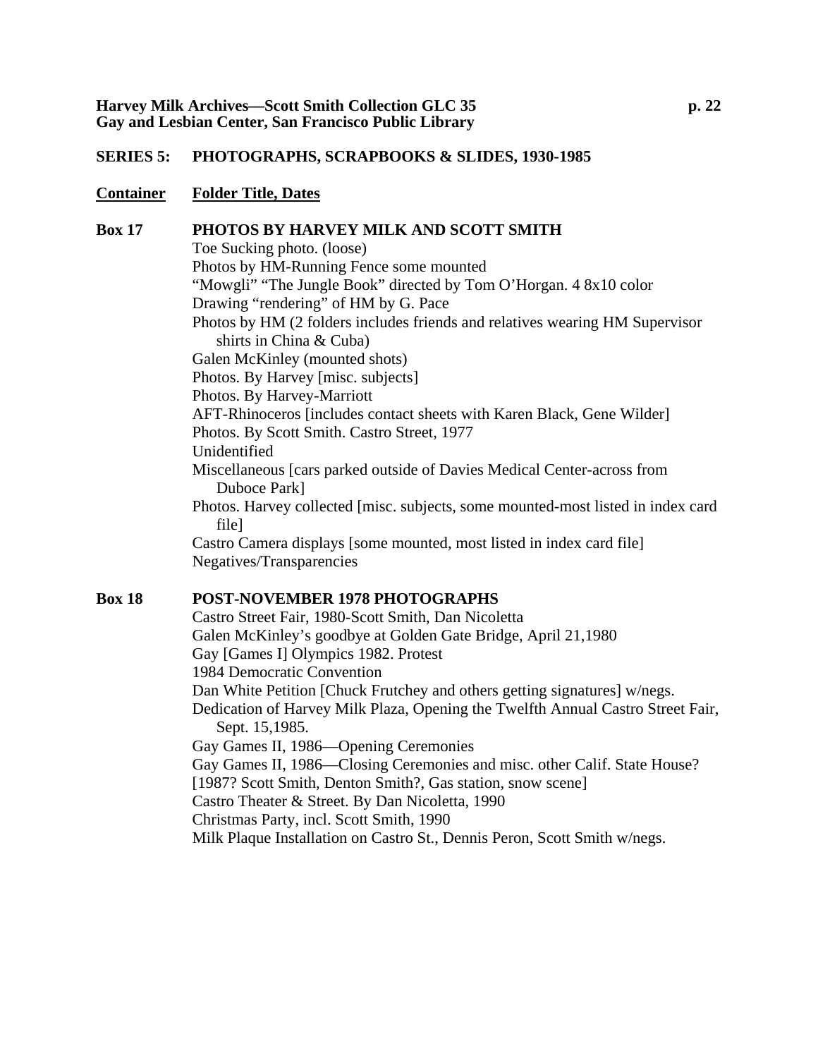## SERIES 5: PHOTOGRAPHS, SCRAPBOOKS & SLIDES, 1930-1985

| Container | Folder Title, Dates |
|---|---|
| **Box 17** | **PHOTOS BY HARVEY MILK AND SCOTT SMITH** |
| | Toe Sucking photo. (loose) |
| | Photos by HM-Running Fence some mounted |
| | "Mowgli" "The Jungle Book" directed by Tom O'Horgan. 4 8x10 color |
| | Drawing "rendering" of HM by G. Pace |
| | Photos by HM (2 folders includes friends and relatives wearing HM Supervisor shirts in China & Cuba) |
| | Galen McKinley (mounted shots) |
| | Photos. By Harvey [misc. subjects] |
| | Photos. By Harvey-Marriott |
| | AFT-Rhinoceros [includes contact sheets with Karen Black, Gene Wilder] |
| | Photos. By Scott Smith. Castro Street, 1977 |
| | Unidentified |
| | Miscellaneous [cars parked outside of Davies Medical Center-across from Duboce Park] |
| | Photos. Harvey collected [misc. subjects, some mounted-most listed in index card file] |
| | Castro Camera displays [some mounted, most listed in index card file] |
| | Negatives/Transparencies |
| **Box 18** | **POST-NOVEMBER 1978 PHOTOGRAPHS** |
| | Castro Street Fair, 1980-Scott Smith, Dan Nicoletta |
| | Galen McKinley's goodbye at Golden Gate Bridge, April 21,1980 |
| | Gay [Games I] Olympics 1982. Protest |
| | 1984 Democratic Convention |
| | Dan White Petition [Chuck Frutchey and others getting signatures] w/negs. |
| | Dedication of Harvey Milk Plaza, Opening the Twelfth Annual Castro Street Fair, Sept. 15,1985. |
| | Gay Games II, 1986—Opening Ceremonies |
| | Gay Games II, 1986—Closing Ceremonies and misc. other Calif. State House? |
| | [1987? Scott Smith, Denton Smith?, Gas station, snow scene] |
| | Castro Theater & Street. By Dan Nicoletta, 1990 |
| | Christmas Party, incl. Scott Smith, 1990 |
| | Milk Plaque Installation on Castro St., Dennis Peron, Scott Smith w/negs. |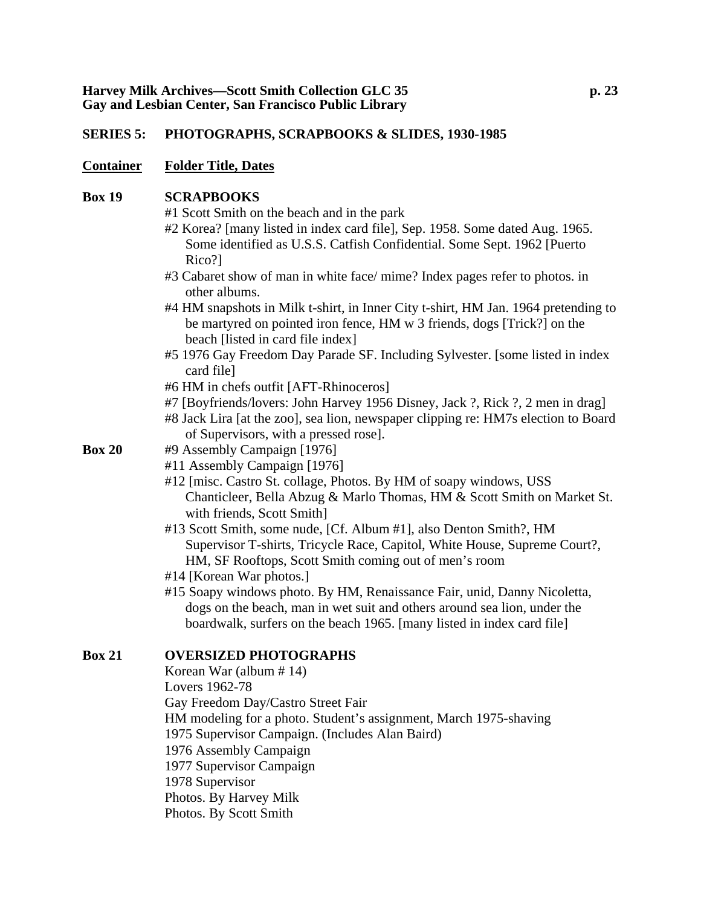**SERIES 5: PHOTOGRAPHS, SCRAPBOOKS & SLIDES, 1930-1985**

| Container | Folder Title, Dates |
|---|---|
| **Box 19** | **SCRAPBOOKS** |
| | #1 Scott Smith on the beach and in the park |
| | #2 Korea? [many listed in index card file], Sep. 1958. Some dated Aug. 1965. Some identified as U.S.S. Catfish Confidential. Some Sept. 1962 [Puerto Rico?] |
| | #3 Cabaret show of man in white face/ mime? Index pages refer to photos. in other albums. |
| | #4 HM snapshots in Milk t-shirt, in Inner City t-shirt, HM Jan. 1964 pretending to be martyred on pointed iron fence, HM w 3 friends, dogs [Trick?] on the beach [listed in card file index] |
| | #5 1976 Gay Freedom Day Parade SF. Including Sylvester. [some listed in index card file] |
| | #6 HM in chefs outfit [AFT-Rhinoceros] |
| | #7 [Boyfriends/lovers: John Harvey 1956 Disney, Jack ?, Rick ?, 2 men in drag] |
| | #8 Jack Lira [at the zoo], sea lion, newspaper clipping re: HM7s election to Board of Supervisors, with a pressed rose]. |
| **Box 20** | #9 Assembly Campaign [1976] |
| | #11 Assembly Campaign [1976] |
| | #12 [misc. Castro St. collage, Photos. By HM of soapy windows, USS Chanticleer, Bella Abzug & Marlo Thomas, HM & Scott Smith on Market St. with friends, Scott Smith] |
| | #13 Scott Smith, some nude, [Cf. Album #1], also Denton Smith?, HM Supervisor T-shirts, Tricycle Race, Capitol, White House, Supreme Court?, HM, SF Rooftops, Scott Smith coming out of men's room |
| | #14 [Korean War photos.] |
| | #15 Soapy windows photo. By HM, Renaissance Fair, unid, Danny Nicoletta, dogs on the beach, man in wet suit and others around sea lion, under the boardwalk, surfers on the beach 1965. [many listed in index card file] |
| **Box 21** | **OVERSIZED PHOTOGRAPHS** |
| | Korean War (album # 14) |
| | Lovers 1962-78 |
| | Gay Freedom Day/Castro Street Fair |
| | HM modeling for a photo. Student's assignment, March 1975-shaving |
| | 1975 Supervisor Campaign. (Includes Alan Baird) |
| | 1976 Assembly Campaign |
| | 1977 Supervisor Campaign |
| | 1978 Supervisor |
| | Photos. By Harvey Milk |
| | Photos. By Scott Smith |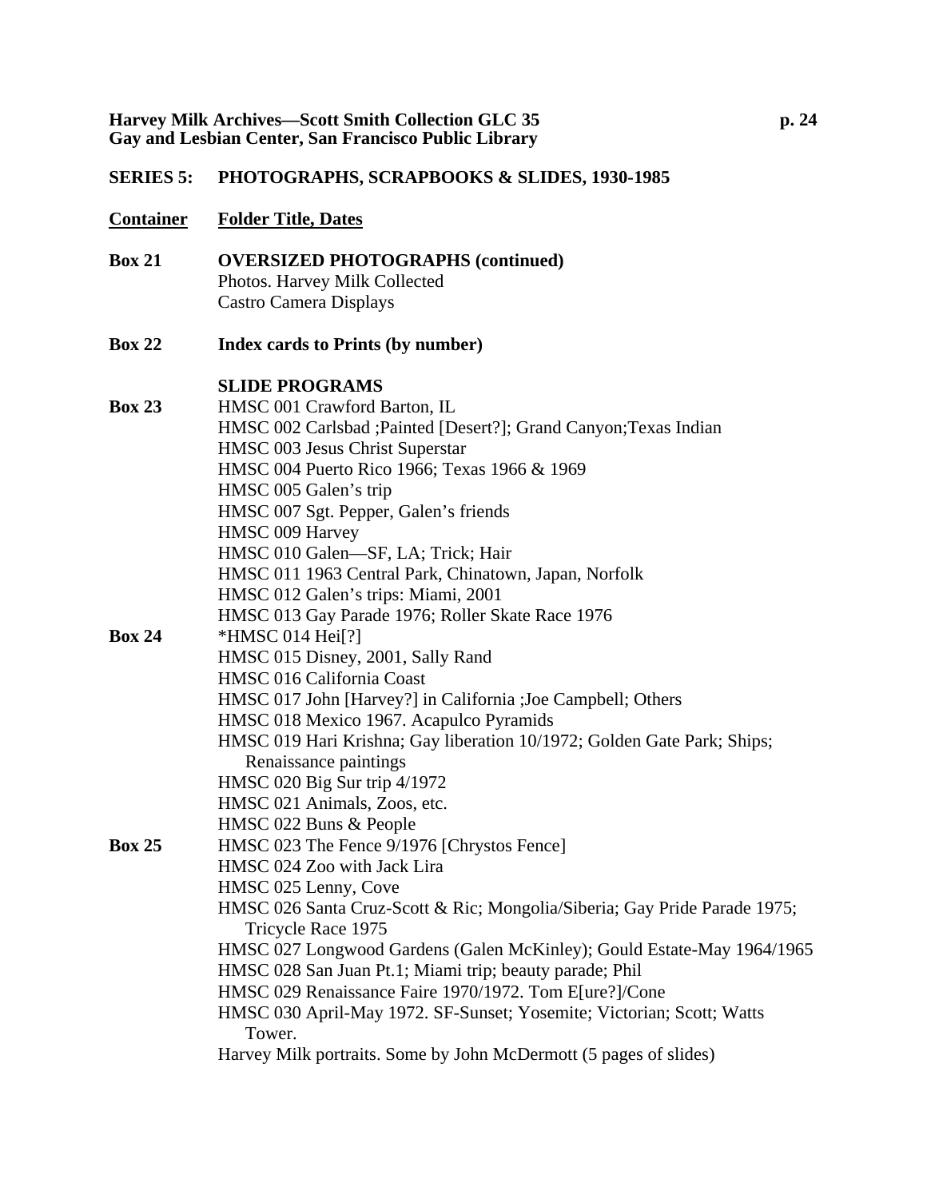## SERIES 5: PHOTOGRAPHS, SCRAPBOOKS & SLIDES, 1930-1985

| Container | Folder Title, Dates |
|---|---|
| **Box 21** | **OVERSIZED PHOTOGRAPHS (continued)** |
| | Photos. Harvey Milk Collected |
| | Castro Camera Displays |
| **Box 22** | **Index cards to Prints (by number)** |
| | **SLIDE PROGRAMS** |
| **Box 23** | HMSC 001 Crawford Barton, IL |
| | HMSC 002 Carlsbad ;Painted [Desert?]; Grand Canyon;Texas Indian |
| | HMSC 003 Jesus Christ Superstar |
| | HMSC 004 Puerto Rico 1966; Texas 1966 & 1969 |
| | HMSC 005 Galen's trip |
| | HMSC 007 Sgt. Pepper, Galen's friends |
| | HMSC 009 Harvey |
| | HMSC 010 Galen—SF, LA; Trick; Hair |
| | HMSC 011 1963 Central Park, Chinatown, Japan, Norfolk |
| | HMSC 012 Galen's trips: Miami, 2001 |
| | HMSC 013 Gay Parade 1976; Roller Skate Race 1976 |
| **Box 24** | *HMSC 014 Hei[?] |
| | HMSC 015 Disney, 2001, Sally Rand |
| | HMSC 016 California Coast |
| | HMSC 017 John [Harvey?] in California ;Joe Campbell; Others |
| | HMSC 018 Mexico 1967. Acapulco Pyramids |
| | HMSC 019 Hari Krishna; Gay liberation 10/1972; Golden Gate Park; Ships; Renaissance paintings |
| | HMSC 020 Big Sur trip 4/1972 |
| | HMSC 021 Animals, Zoos, etc. |
| | HMSC 022 Buns & People |
| **Box 25** | HMSC 023 The Fence 9/1976 [Chrystos Fence] |
| | HMSC 024 Zoo with Jack Lira |
| | HMSC 025 Lenny, Cove |
| | HMSC 026 Santa Cruz-Scott & Ric; Mongolia/Siberia; Gay Pride Parade 1975; Tricycle Race 1975 |
| | HMSC 027 Longwood Gardens (Galen McKinley); Gould Estate-May 1964/1965 |
| | HMSC 028 San Juan Pt.1; Miami trip; beauty parade; Phil |
| | HMSC 029 Renaissance Faire 1970/1972. Tom E[ure?]/Cone |
| | HMSC 030 April-May 1972. SF-Sunset; Yosemite; Victorian; Scott; Watts Tower. |
| | Harvey Milk portraits. Some by John McDermott (5 pages of slides) |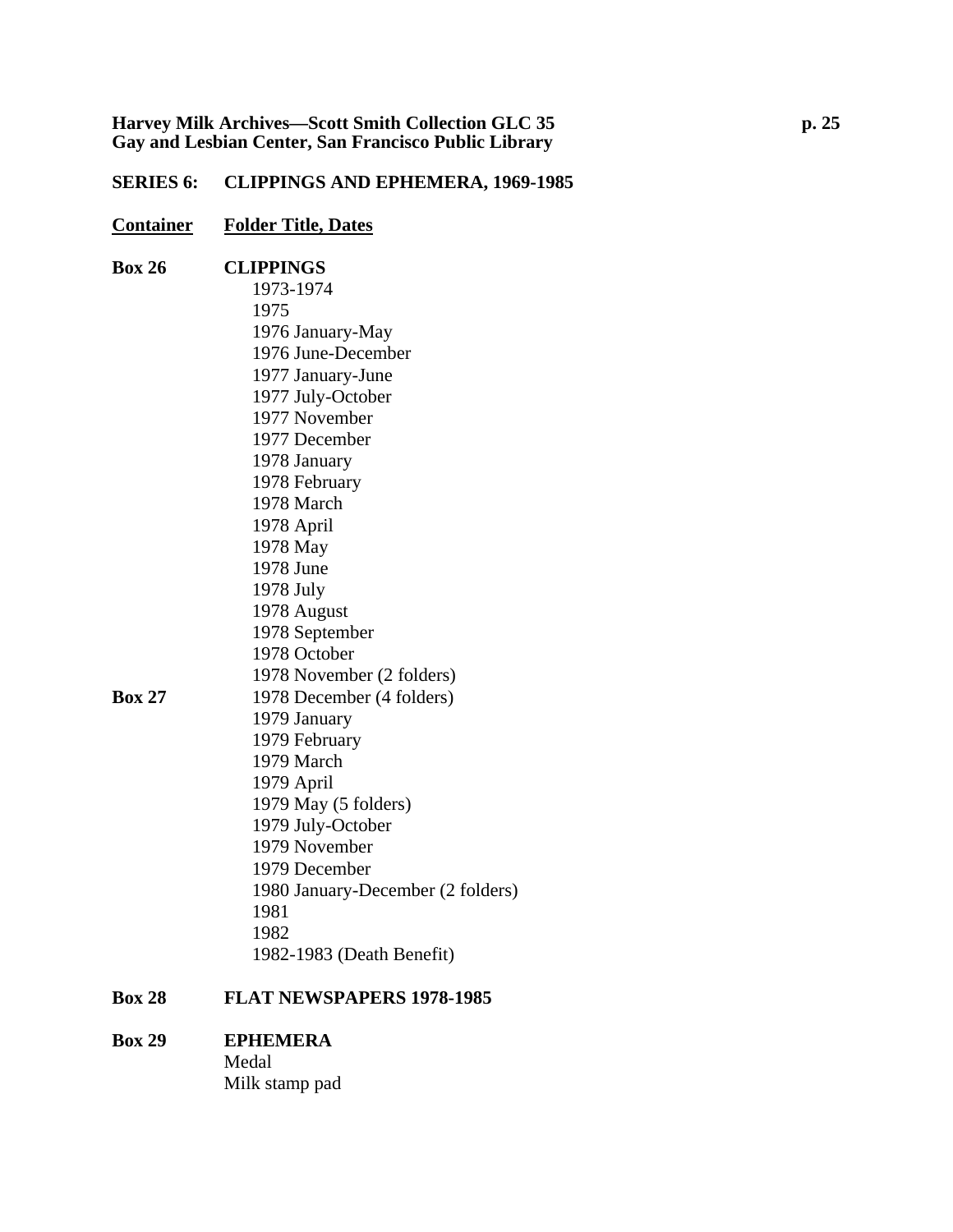## SERIES 6: CLIPPINGS AND EPHEMERA, 1969-1985

| Container | Folder Title, Dates |
|---|---|
| **Box 26** | **CLIPPINGS** |
| | 1973-1974 |
| | 1975 |
| | 1976 January-May |
| | 1976 June-December |
| | 1977 January-June |
| | 1977 July-October |
| | 1977 November |
| | 1977 December |
| | 1978 January |
| | 1978 February |
| | 1978 March |
| | 1978 April |
| | 1978 May |
| | 1978 June |
| | 1978 July |
| | 1978 August |
| | 1978 September |
| | 1978 October |
| | 1978 November (2 folders) |
| **Box 27** | 1978 December (4 folders) |
| | 1979 January |
| | 1979 February |
| | 1979 March |
| | 1979 April |
| | 1979 May (5 folders) |
| | 1979 July-October |
| | 1979 November |
| | 1979 December |
| | 1980 January-December (2 folders) |
| | 1981 |
| | 1982 |
| | 1982-1983 (Death Benefit) |
| **Box 28** | **FLAT NEWSPAPERS 1978-1985** |
| **Box 29** | **EPHEMERA** |
| | Medal |
| | Milk stamp pad |